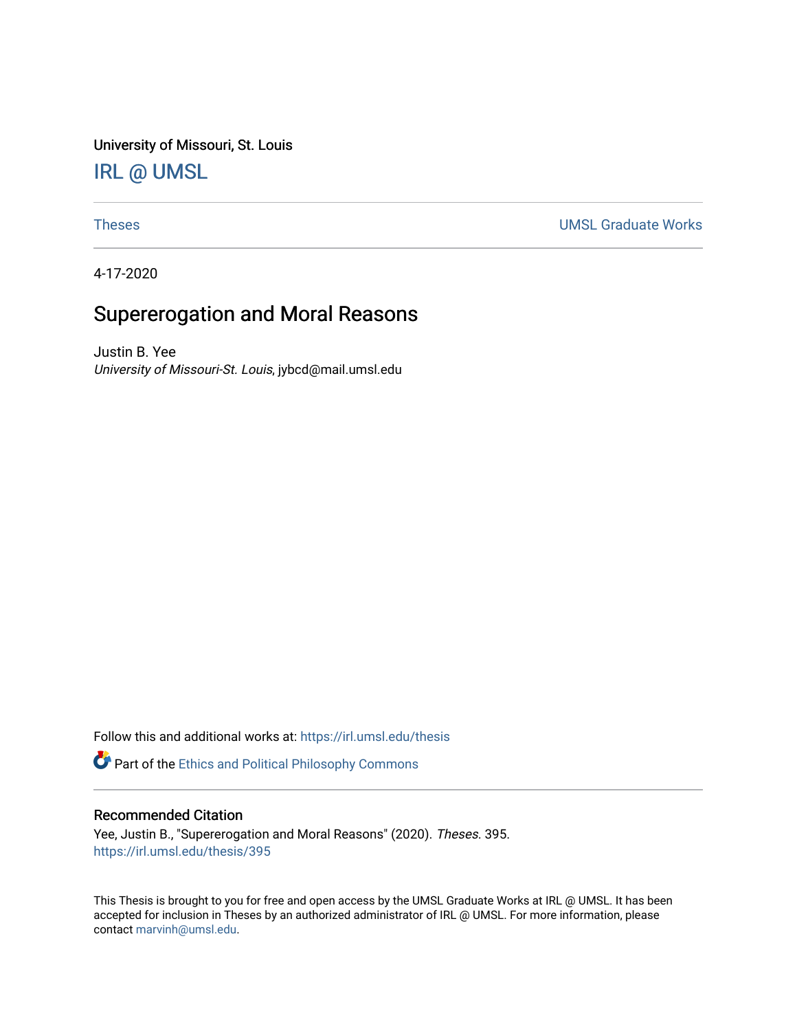University of Missouri, St. Louis

IRL @ UMSL

Theses

UMSL Graduate Works

4-17-2020

# Supererogation and Moral Reasons

Justin B. Yee
*University of Missouri-St. Louis*, jybcd@mail.umsl.edu

Follow this and additional works at: https://irl.umsl.edu/thesis

Part of the Ethics and Political Philosophy Commons

## Recommended Citation

Yee, Justin B., "Supererogation and Moral Reasons" (2020). *Theses*. 395.
https://irl.umsl.edu/thesis/395

This Thesis is brought to you for free and open access by the UMSL Graduate Works at IRL @ UMSL. It has been accepted for inclusion in Theses by an authorized administrator of IRL @ UMSL. For more information, please contact marvinh@umsl.edu.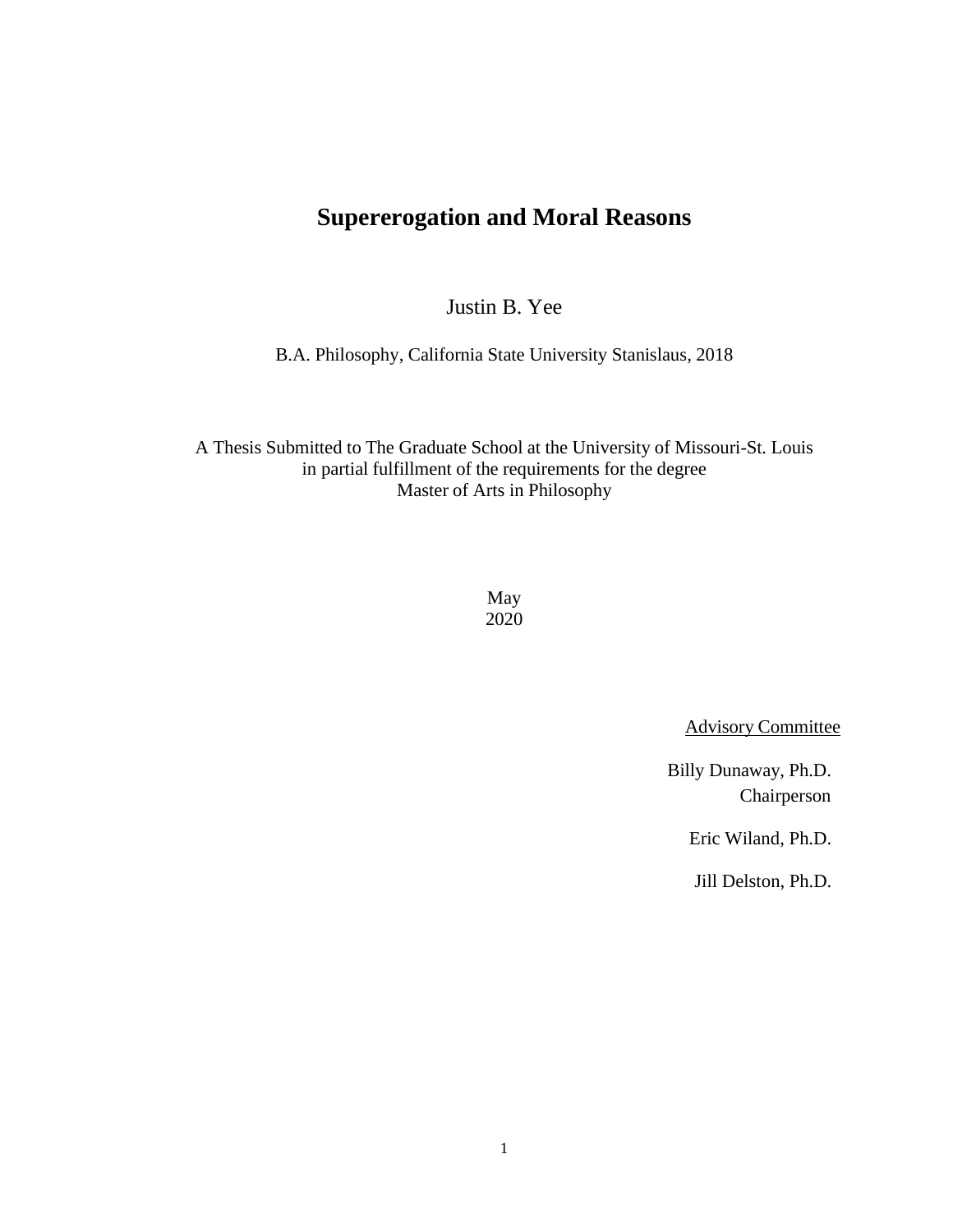# Supererogation and Moral Reasons

Justin B. Yee

B.A. Philosophy, California State University Stanislaus, 2018

A Thesis Submitted to The Graduate School at the University of Missouri-St. Louis
in partial fulfillment of the requirements for the degree
Master of Arts in Philosophy

May
2020

Advisory Committee

Billy Dunaway, Ph.D.
Chairperson

Eric Wiland, Ph.D.

Jill Delston, Ph.D.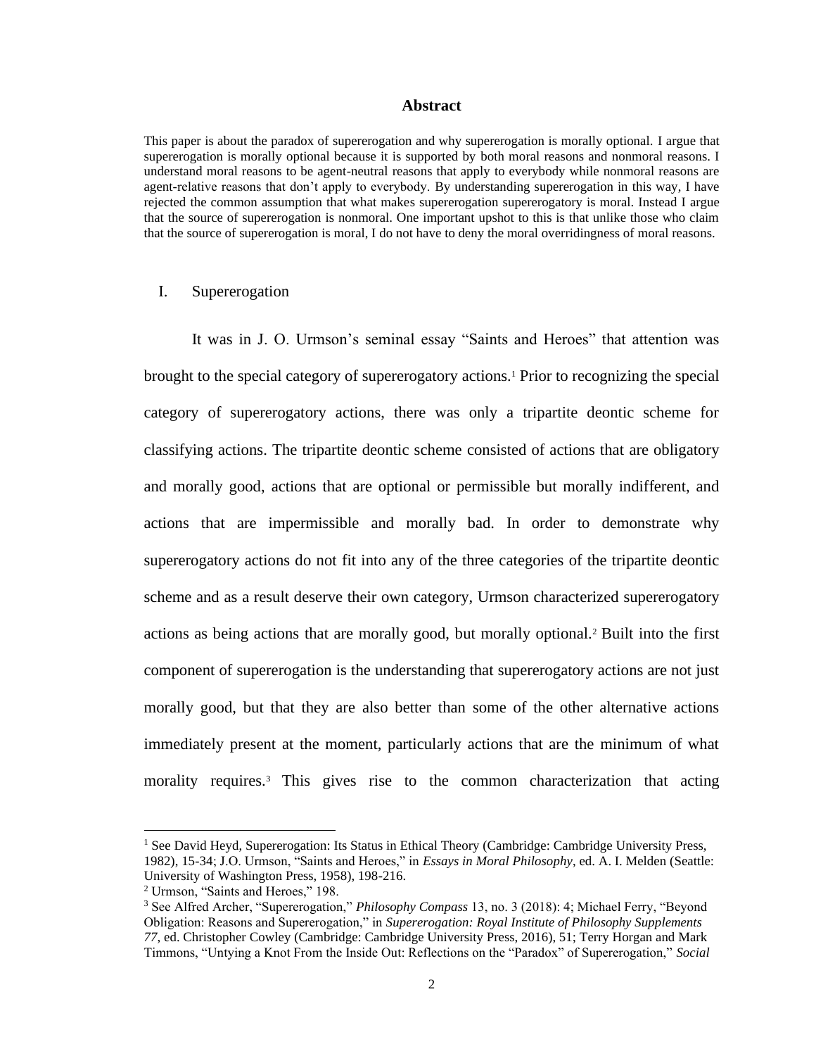## Abstract

This paper is about the paradox of supererogation and why supererogation is morally optional. I argue that supererogation is morally optional because it is supported by both moral reasons and nonmoral reasons. I understand moral reasons to be agent-neutral reasons that apply to everybody while nonmoral reasons are agent-relative reasons that don't apply to everybody. By understanding supererogation in this way, I have rejected the common assumption that what makes supererogation supererogatory is moral. Instead I argue that the source of supererogation is nonmoral. One important upshot to this is that unlike those who claim that the source of supererogation is moral, I do not have to deny the moral overridingness of moral reasons.

## I. Supererogation

It was in J. O. Urmson's seminal essay "Saints and Heroes" that attention was brought to the special category of supererogatory actions.[1] Prior to recognizing the special category of supererogatory actions, there was only a tripartite deontic scheme for classifying actions. The tripartite deontic scheme consisted of actions that are obligatory and morally good, actions that are optional or permissible but morally indifferent, and actions that are impermissible and morally bad. In order to demonstrate why supererogatory actions do not fit into any of the three categories of the tripartite deontic scheme and as a result deserve their own category, Urmson characterized supererogatory actions as being actions that are morally good, but morally optional.[2] Built into the first component of supererogation is the understanding that supererogatory actions are not just morally good, but that they are also better than some of the other alternative actions immediately present at the moment, particularly actions that are the minimum of what morality requires.[3] This gives rise to the common characterization that acting

[1] See David Heyd, Supererogation: Its Status in Ethical Theory (Cambridge: Cambridge University Press, 1982), 15-34; J.O. Urmson, "Saints and Heroes," in *Essays in Moral Philosophy*, ed. A. I. Melden (Seattle: University of Washington Press, 1958), 198-216.

[2] Urmson, "Saints and Heroes," 198.

[3] See Alfred Archer, "Supererogation," *Philosophy Compass* 13, no. 3 (2018): 4; Michael Ferry, "Beyond Obligation: Reasons and Supererogation," in *Supererogation: Royal Institute of Philosophy Supplements 77*, ed. Christopher Cowley (Cambridge: Cambridge University Press, 2016), 51; Terry Horgan and Mark Timmons, "Untying a Knot From the Inside Out: Reflections on the "Paradox" of Supererogation," *Social*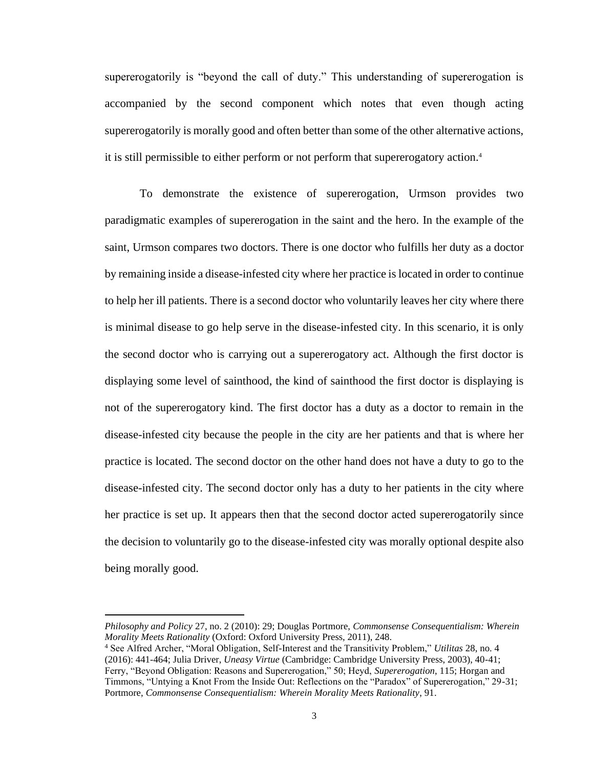supererogatorily is "beyond the call of duty." This understanding of supererogation is accompanied by the second component which notes that even though acting supererogatorily is morally good and often better than some of the other alternative actions, it is still permissible to either perform or not perform that supererogatory action.[4]

To demonstrate the existence of supererogation, Urmson provides two paradigmatic examples of supererogation in the saint and the hero. In the example of the saint, Urmson compares two doctors. There is one doctor who fulfills her duty as a doctor by remaining inside a disease-infested city where her practice is located in order to continue to help her ill patients. There is a second doctor who voluntarily leaves her city where there is minimal disease to go help serve in the disease-infested city. In this scenario, it is only the second doctor who is carrying out a supererogatory act. Although the first doctor is displaying some level of sainthood, the kind of sainthood the first doctor is displaying is not of the supererogatory kind. The first doctor has a duty as a doctor to remain in the disease-infested city because the people in the city are her patients and that is where her practice is located. The second doctor on the other hand does not have a duty to go to the disease-infested city. The second doctor only has a duty to her patients in the city where her practice is set up. It appears then that the second doctor acted supererogatorily since the decision to voluntarily go to the disease-infested city was morally optional despite also being morally good.

---

*Philosophy and Policy* 27, no. 2 (2010): 29; Douglas Portmore, *Commonsense Consequentialism: Wherein Morality Meets Rationality* (Oxford: Oxford University Press, 2011), 248.

[4] See Alfred Archer, "Moral Obligation, Self-Interest and the Transitivity Problem," *Utilitas* 28, no. 4 (2016): 441-464; Julia Driver, *Uneasy Virtue* (Cambridge: Cambridge University Press, 2003), 40-41; Ferry, "Beyond Obligation: Reasons and Supererogation," 50; Heyd, *Supererogation*, 115; Horgan and Timmons, "Untying a Knot From the Inside Out: Reflections on the "Paradox" of Supererogation," 29-31; Portmore, *Commonsense Consequentialism: Wherein Morality Meets Rationality*, 91.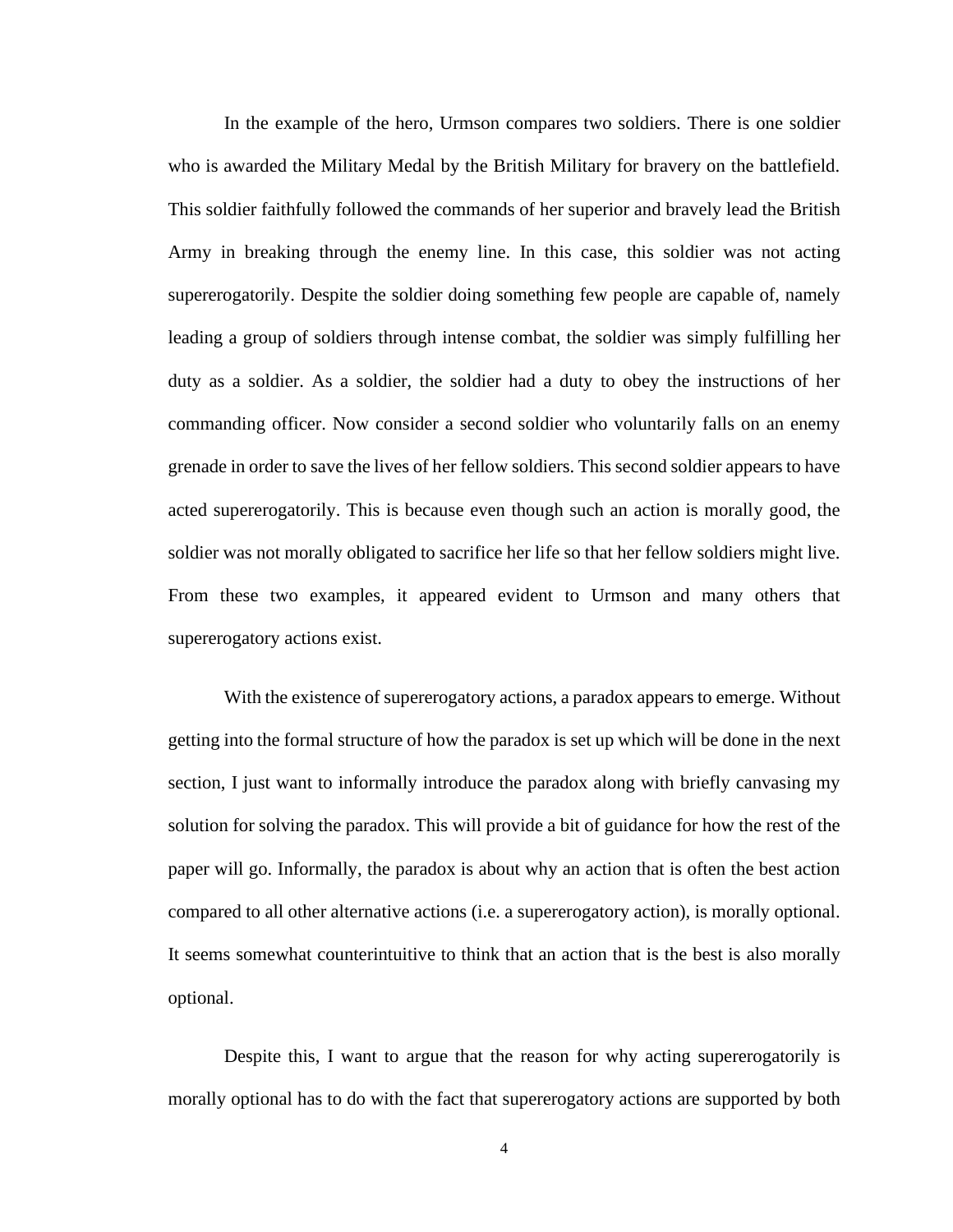In the example of the hero, Urmson compares two soldiers. There is one soldier who is awarded the Military Medal by the British Military for bravery on the battlefield. This soldier faithfully followed the commands of her superior and bravely lead the British Army in breaking through the enemy line. In this case, this soldier was not acting supererogatorily. Despite the soldier doing something few people are capable of, namely leading a group of soldiers through intense combat, the soldier was simply fulfilling her duty as a soldier. As a soldier, the soldier had a duty to obey the instructions of her commanding officer. Now consider a second soldier who voluntarily falls on an enemy grenade in order to save the lives of her fellow soldiers. This second soldier appears to have acted supererogatorily. This is because even though such an action is morally good, the soldier was not morally obligated to sacrifice her life so that her fellow soldiers might live. From these two examples, it appeared evident to Urmson and many others that supererogatory actions exist.

With the existence of supererogatory actions, a paradox appears to emerge. Without getting into the formal structure of how the paradox is set up which will be done in the next section, I just want to informally introduce the paradox along with briefly canvasing my solution for solving the paradox. This will provide a bit of guidance for how the rest of the paper will go. Informally, the paradox is about why an action that is often the best action compared to all other alternative actions (i.e. a supererogatory action), is morally optional. It seems somewhat counterintuitive to think that an action that is the best is also morally optional.

Despite this, I want to argue that the reason for why acting supererogatorily is morally optional has to do with the fact that supererogatory actions are supported by both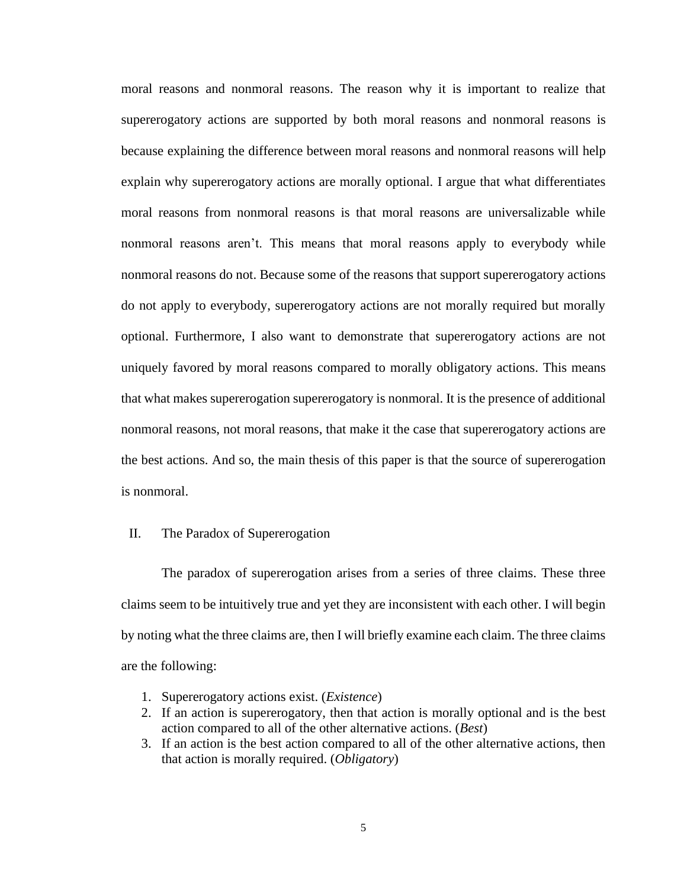moral reasons and nonmoral reasons. The reason why it is important to realize that supererogatory actions are supported by both moral reasons and nonmoral reasons is because explaining the difference between moral reasons and nonmoral reasons will help explain why supererogatory actions are morally optional. I argue that what differentiates moral reasons from nonmoral reasons is that moral reasons are universalizable while nonmoral reasons aren't. This means that moral reasons apply to everybody while nonmoral reasons do not. Because some of the reasons that support supererogatory actions do not apply to everybody, supererogatory actions are not morally required but morally optional. Furthermore, I also want to demonstrate that supererogatory actions are not uniquely favored by moral reasons compared to morally obligatory actions. This means that what makes supererogation supererogatory is nonmoral. It is the presence of additional nonmoral reasons, not moral reasons, that make it the case that supererogatory actions are the best actions. And so, the main thesis of this paper is that the source of supererogation is nonmoral.

## II. The Paradox of Supererogation

The paradox of supererogation arises from a series of three claims. These three claims seem to be intuitively true and yet they are inconsistent with each other. I will begin by noting what the three claims are, then I will briefly examine each claim. The three claims are the following:

1. Supererogatory actions exist. (*Existence*)
2. If an action is supererogatory, then that action is morally optional and is the best action compared to all of the other alternative actions. (*Best*)
3. If an action is the best action compared to all of the other alternative actions, then that action is morally required. (*Obligatory*)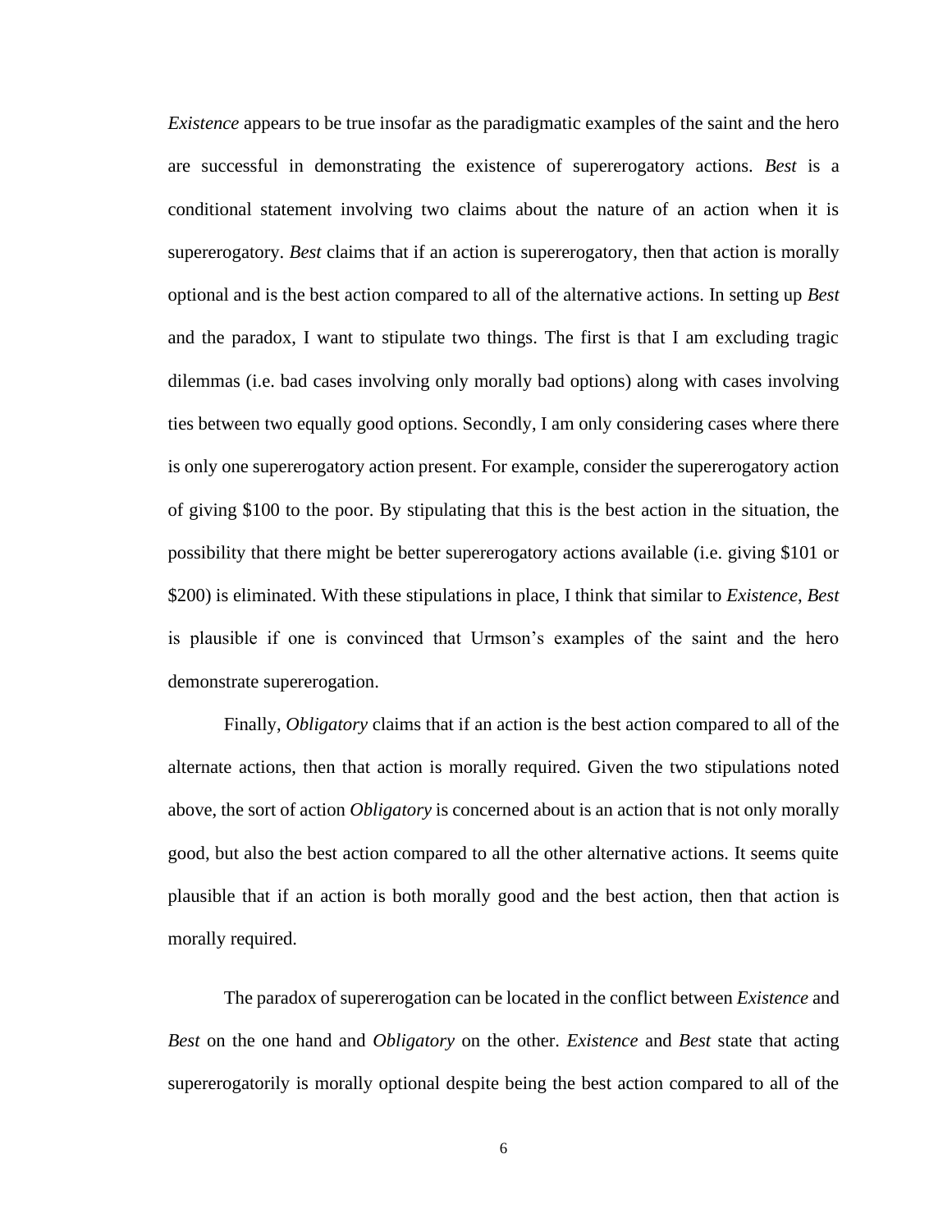*Existence* appears to be true insofar as the paradigmatic examples of the saint and the hero are successful in demonstrating the existence of supererogatory actions. *Best* is a conditional statement involving two claims about the nature of an action when it is supererogatory. *Best* claims that if an action is supererogatory, then that action is morally optional and is the best action compared to all of the alternative actions. In setting up *Best* and the paradox, I want to stipulate two things. The first is that I am excluding tragic dilemmas (i.e. bad cases involving only morally bad options) along with cases involving ties between two equally good options. Secondly, I am only considering cases where there is only one supererogatory action present. For example, consider the supererogatory action of giving $100 to the poor. By stipulating that this is the best action in the situation, the possibility that there might be better supererogatory actions available (i.e. giving $101 or $200) is eliminated. With these stipulations in place, I think that similar to *Existence*, *Best* is plausible if one is convinced that Urmson's examples of the saint and the hero demonstrate supererogation.

Finally, *Obligatory* claims that if an action is the best action compared to all of the alternate actions, then that action is morally required. Given the two stipulations noted above, the sort of action *Obligatory* is concerned about is an action that is not only morally good, but also the best action compared to all the other alternative actions. It seems quite plausible that if an action is both morally good and the best action, then that action is morally required.

The paradox of supererogation can be located in the conflict between *Existence* and *Best* on the one hand and *Obligatory* on the other. *Existence* and *Best* state that acting supererogatorily is morally optional despite being the best action compared to all of the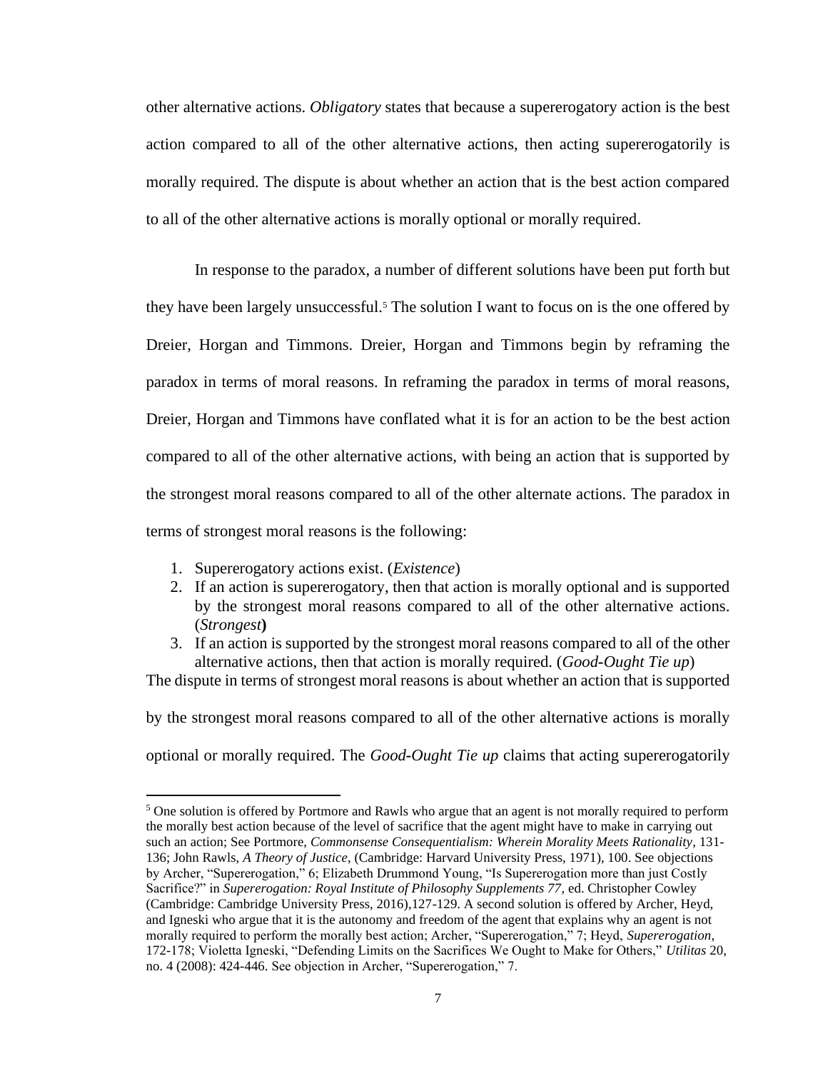other alternative actions. *Obligatory* states that because a supererogatory action is the best action compared to all of the other alternative actions, then acting supererogatorily is morally required. The dispute is about whether an action that is the best action compared to all of the other alternative actions is morally optional or morally required.

In response to the paradox, a number of different solutions have been put forth but they have been largely unsuccessful.[5] The solution I want to focus on is the one offered by Dreier, Horgan and Timmons. Dreier, Horgan and Timmons begin by reframing the paradox in terms of moral reasons. In reframing the paradox in terms of moral reasons, Dreier, Horgan and Timmons have conflated what it is for an action to be the best action compared to all of the other alternative actions, with being an action that is supported by the strongest moral reasons compared to all of the other alternate actions. The paradox in terms of strongest moral reasons is the following:

1. Supererogatory actions exist. (*Existence*)
2. If an action is supererogatory, then that action is morally optional and is supported by the strongest moral reasons compared to all of the other alternative actions. (*Strongest***)**
3. If an action is supported by the strongest moral reasons compared to all of the other alternative actions, then that action is morally required. (*Good-Ought Tie up*)

The dispute in terms of strongest moral reasons is about whether an action that is supported by the strongest moral reasons compared to all of the other alternative actions is morally optional or morally required. The *Good-Ought Tie up* claims that acting supererogatorily

[5] One solution is offered by Portmore and Rawls who argue that an agent is not morally required to perform the morally best action because of the level of sacrifice that the agent might have to make in carrying out such an action; See Portmore, *Commonsense Consequentialism: Wherein Morality Meets Rationality*, 131-136; John Rawls, *A Theory of Justice*, (Cambridge: Harvard University Press, 1971), 100. See objections by Archer, "Supererogation," 6; Elizabeth Drummond Young, "Is Supererogation more than just Costly Sacrifice?" in *Supererogation: Royal Institute of Philosophy Supplements 77*, ed. Christopher Cowley (Cambridge: Cambridge University Press, 2016),127-129. A second solution is offered by Archer, Heyd, and Igneski who argue that it is the autonomy and freedom of the agent that explains why an agent is not morally required to perform the morally best action; Archer, "Supererogation," 7; Heyd, *Supererogation*, 172-178; Violetta Igneski, "Defending Limits on the Sacrifices We Ought to Make for Others," *Utilitas* 20, no. 4 (2008): 424-446. See objection in Archer, "Supererogation," 7.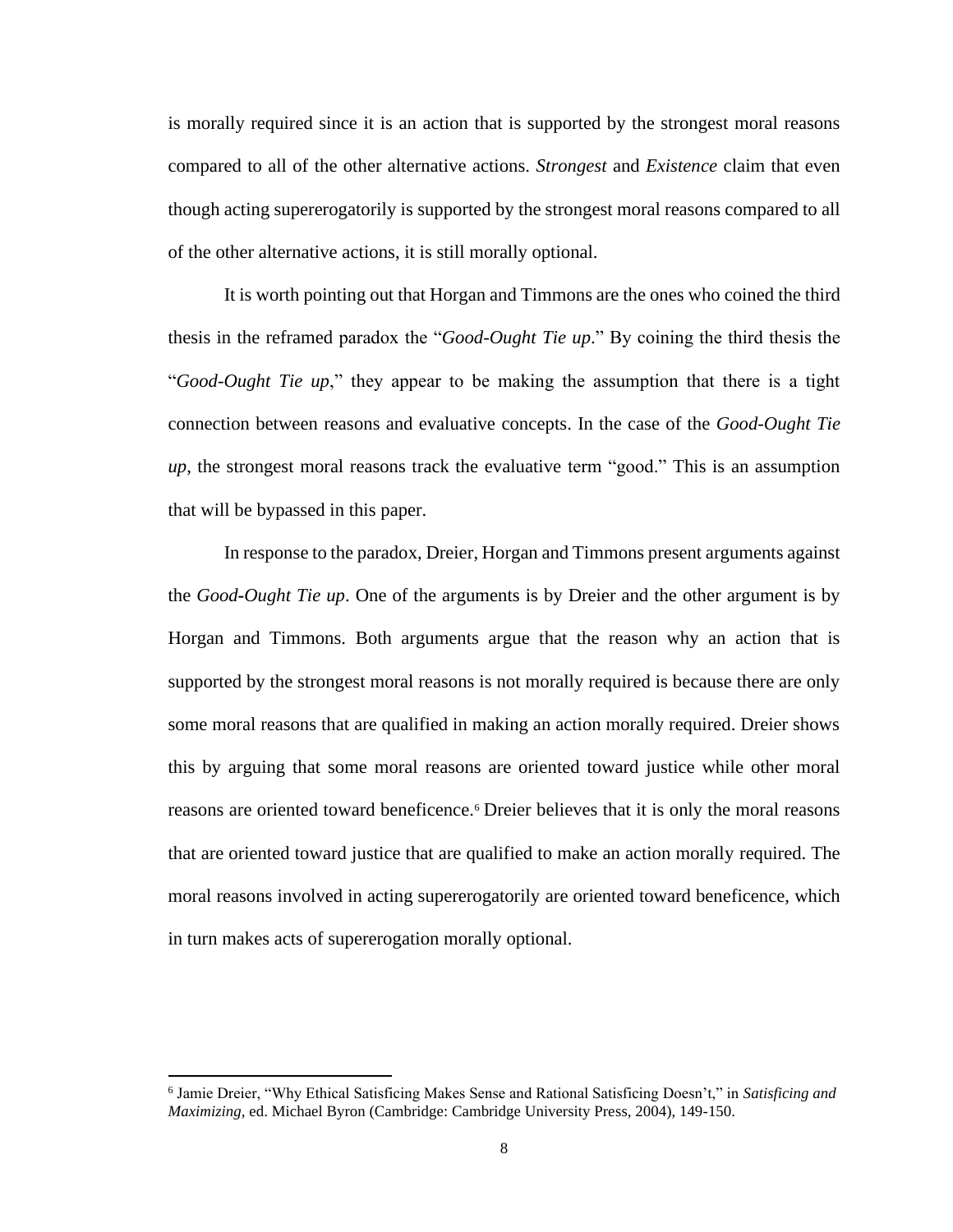is morally required since it is an action that is supported by the strongest moral reasons compared to all of the other alternative actions. *Strongest* and *Existence* claim that even though acting supererogatorily is supported by the strongest moral reasons compared to all of the other alternative actions, it is still morally optional.

It is worth pointing out that Horgan and Timmons are the ones who coined the third thesis in the reframed paradox the "*Good-Ought Tie up*." By coining the third thesis the "*Good-Ought Tie up*," they appear to be making the assumption that there is a tight connection between reasons and evaluative concepts. In the case of the *Good-Ought Tie up*, the strongest moral reasons track the evaluative term "good." This is an assumption that will be bypassed in this paper.

In response to the paradox, Dreier, Horgan and Timmons present arguments against the *Good-Ought Tie up*. One of the arguments is by Dreier and the other argument is by Horgan and Timmons. Both arguments argue that the reason why an action that is supported by the strongest moral reasons is not morally required is because there are only some moral reasons that are qualified in making an action morally required. Dreier shows this by arguing that some moral reasons are oriented toward justice while other moral reasons are oriented toward beneficence.[6] Dreier believes that it is only the moral reasons that are oriented toward justice that are qualified to make an action morally required. The moral reasons involved in acting supererogatorily are oriented toward beneficence, which in turn makes acts of supererogation morally optional.

---

[6] Jamie Dreier, "Why Ethical Satisficing Makes Sense and Rational Satisficing Doesn't," in *Satisficing and Maximizing*, ed. Michael Byron (Cambridge: Cambridge University Press, 2004), 149-150.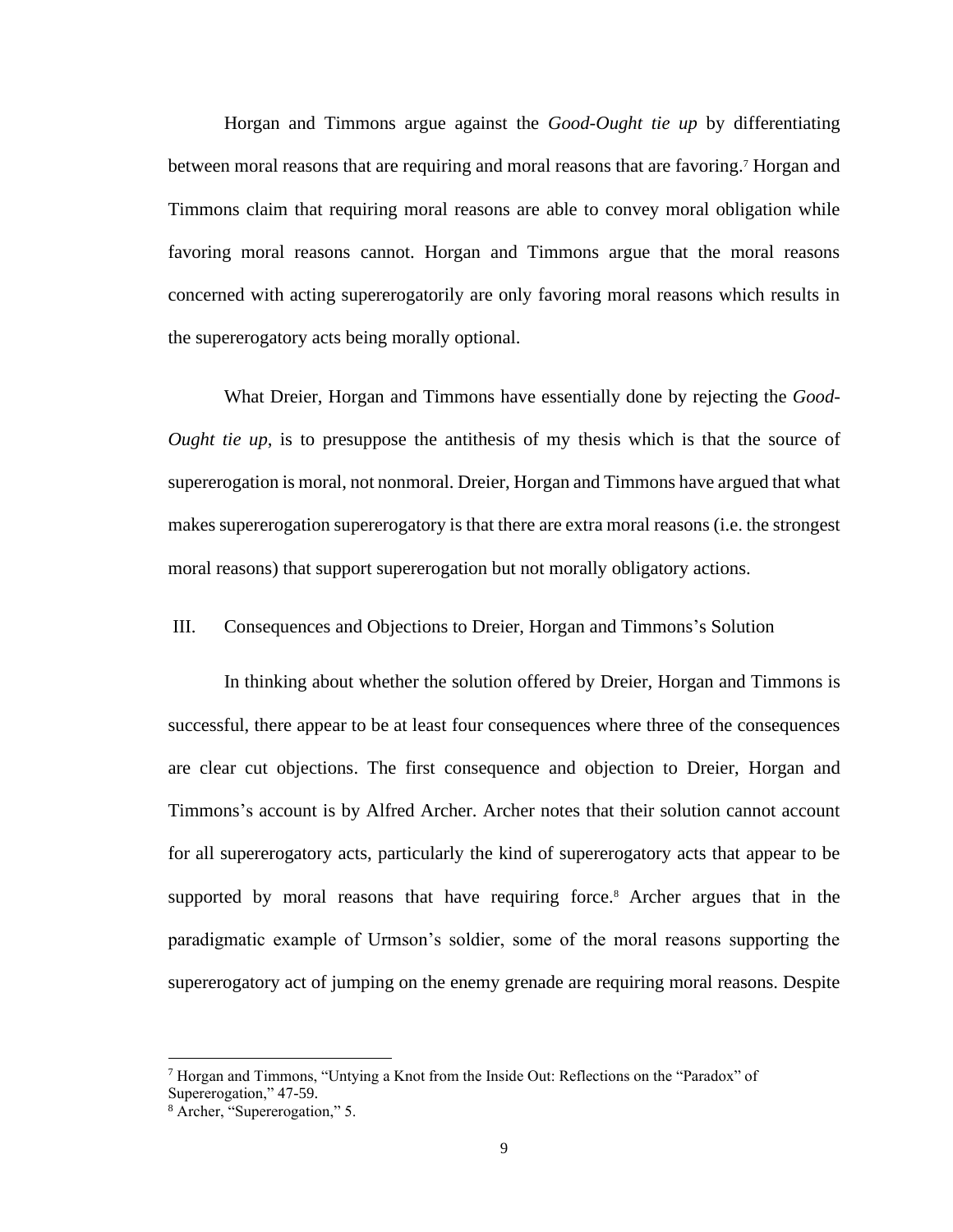Horgan and Timmons argue against the *Good-Ought tie up* by differentiating between moral reasons that are requiring and moral reasons that are favoring.[7] Horgan and Timmons claim that requiring moral reasons are able to convey moral obligation while favoring moral reasons cannot. Horgan and Timmons argue that the moral reasons concerned with acting supererogatorily are only favoring moral reasons which results in the supererogatory acts being morally optional.

What Dreier, Horgan and Timmons have essentially done by rejecting the *Good-Ought tie up*, is to presuppose the antithesis of my thesis which is that the source of supererogation is moral, not nonmoral. Dreier, Horgan and Timmons have argued that what makes supererogation supererogatory is that there are extra moral reasons (i.e. the strongest moral reasons) that support supererogation but not morally obligatory actions.

## III. Consequences and Objections to Dreier, Horgan and Timmons's Solution

In thinking about whether the solution offered by Dreier, Horgan and Timmons is successful, there appear to be at least four consequences where three of the consequences are clear cut objections. The first consequence and objection to Dreier, Horgan and Timmons's account is by Alfred Archer. Archer notes that their solution cannot account for all supererogatory acts, particularly the kind of supererogatory acts that appear to be supported by moral reasons that have requiring force.[8] Archer argues that in the paradigmatic example of Urmson's soldier, some of the moral reasons supporting the supererogatory act of jumping on the enemy grenade are requiring moral reasons. Despite

---

[7] Horgan and Timmons, "Untying a Knot from the Inside Out: Reflections on the "Paradox" of Supererogation," 47-59.

[8] Archer, "Supererogation," 5.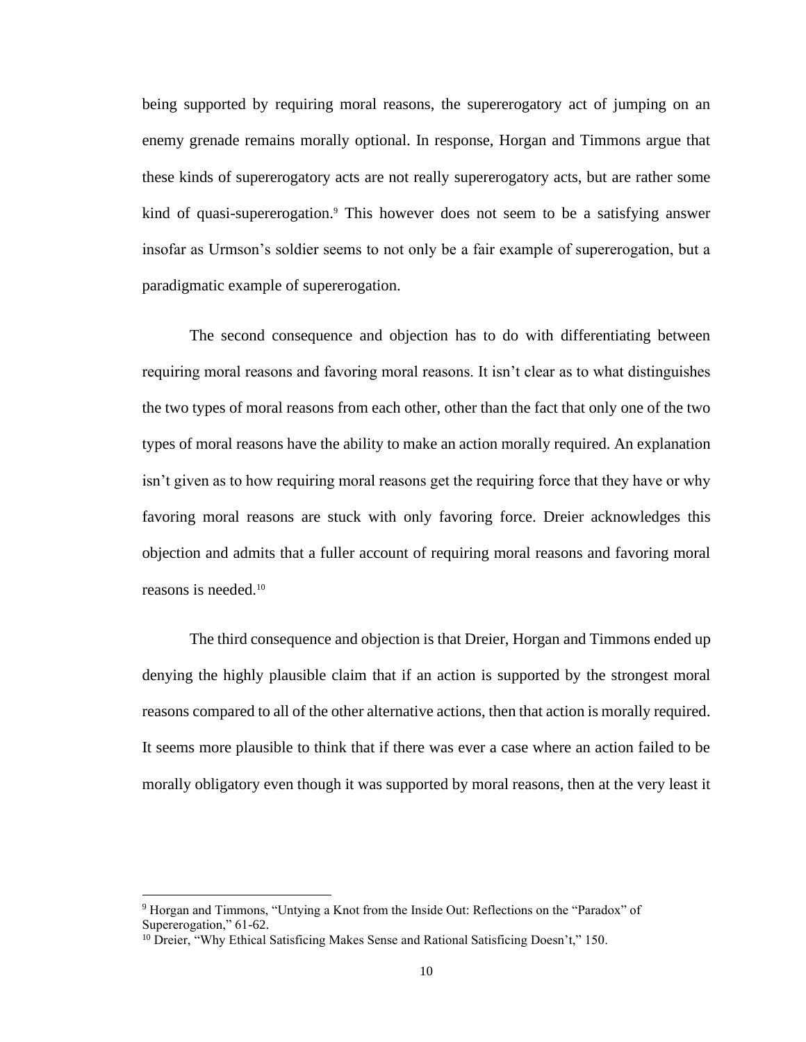being supported by requiring moral reasons, the supererogatory act of jumping on an enemy grenade remains morally optional. In response, Horgan and Timmons argue that these kinds of supererogatory acts are not really supererogatory acts, but are rather some kind of quasi-supererogation.[9] This however does not seem to be a satisfying answer insofar as Urmson's soldier seems to not only be a fair example of supererogation, but a paradigmatic example of supererogation.

The second consequence and objection has to do with differentiating between requiring moral reasons and favoring moral reasons. It isn't clear as to what distinguishes the two types of moral reasons from each other, other than the fact that only one of the two types of moral reasons have the ability to make an action morally required. An explanation isn't given as to how requiring moral reasons get the requiring force that they have or why favoring moral reasons are stuck with only favoring force. Dreier acknowledges this objection and admits that a fuller account of requiring moral reasons and favoring moral reasons is needed.[10]

The third consequence and objection is that Dreier, Horgan and Timmons ended up denying the highly plausible claim that if an action is supported by the strongest moral reasons compared to all of the other alternative actions, then that action is morally required. It seems more plausible to think that if there was ever a case where an action failed to be morally obligatory even though it was supported by moral reasons, then at the very least it

---

[9] Horgan and Timmons, "Untying a Knot from the Inside Out: Reflections on the "Paradox" of Supererogation," 61-62.

[10] Dreier, "Why Ethical Satisficing Makes Sense and Rational Satisficing Doesn't," 150.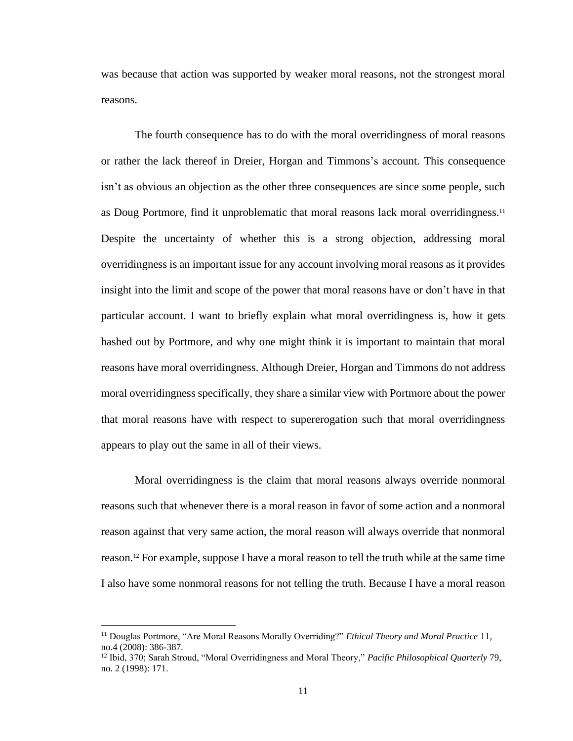was because that action was supported by weaker moral reasons, not the strongest moral reasons.

The fourth consequence has to do with the moral overridingness of moral reasons or rather the lack thereof in Dreier, Horgan and Timmons's account. This consequence isn't as obvious an objection as the other three consequences are since some people, such as Doug Portmore, find it unproblematic that moral reasons lack moral overridingness.[11] Despite the uncertainty of whether this is a strong objection, addressing moral overridingness is an important issue for any account involving moral reasons as it provides insight into the limit and scope of the power that moral reasons have or don't have in that particular account. I want to briefly explain what moral overridingness is, how it gets hashed out by Portmore, and why one might think it is important to maintain that moral reasons have moral overridingness. Although Dreier, Horgan and Timmons do not address moral overridingness specifically, they share a similar view with Portmore about the power that moral reasons have with respect to supererogation such that moral overridingness appears to play out the same in all of their views.

Moral overridingness is the claim that moral reasons always override nonmoral reasons such that whenever there is a moral reason in favor of some action and a nonmoral reason against that very same action, the moral reason will always override that nonmoral reason.[12] For example, suppose I have a moral reason to tell the truth while at the same time I also have some nonmoral reasons for not telling the truth. Because I have a moral reason

---

[11] Douglas Portmore, "Are Moral Reasons Morally Overriding?" *Ethical Theory and Moral Practice* 11, no.4 (2008): 386-387.

[12] Ibid, 370; Sarah Stroud, "Moral Overridingness and Moral Theory," *Pacific Philosophical Quarterly* 79, no. 2 (1998): 171.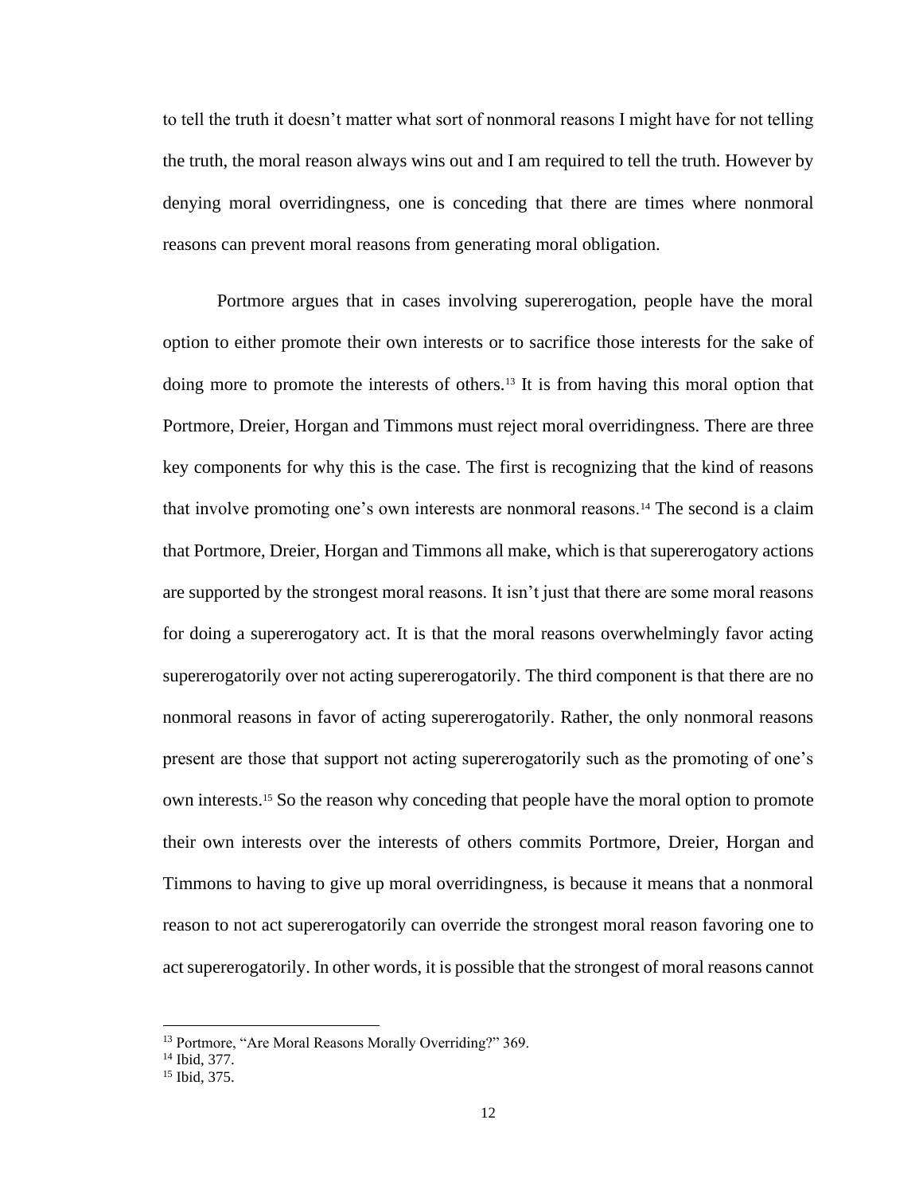to tell the truth it doesn't matter what sort of nonmoral reasons I might have for not telling the truth, the moral reason always wins out and I am required to tell the truth. However by denying moral overridingness, one is conceding that there are times where nonmoral reasons can prevent moral reasons from generating moral obligation.

Portmore argues that in cases involving supererogation, people have the moral option to either promote their own interests or to sacrifice those interests for the sake of doing more to promote the interests of others.[13] It is from having this moral option that Portmore, Dreier, Horgan and Timmons must reject moral overridingness. There are three key components for why this is the case. The first is recognizing that the kind of reasons that involve promoting one's own interests are nonmoral reasons.[14] The second is a claim that Portmore, Dreier, Horgan and Timmons all make, which is that supererogatory actions are supported by the strongest moral reasons. It isn't just that there are some moral reasons for doing a supererogatory act. It is that the moral reasons overwhelmingly favor acting supererogatorily over not acting supererogatorily. The third component is that there are no nonmoral reasons in favor of acting supererogatorily. Rather, the only nonmoral reasons present are those that support not acting supererogatorily such as the promoting of one's own interests.[15] So the reason why conceding that people have the moral option to promote their own interests over the interests of others commits Portmore, Dreier, Horgan and Timmons to having to give up moral overridingness, is because it means that a nonmoral reason to not act supererogatorily can override the strongest moral reason favoring one to act supererogatorily. In other words, it is possible that the strongest of moral reasons cannot

[13] Portmore, "Are Moral Reasons Morally Overriding?" 369.
[14] Ibid, 377.
[15] Ibid, 375.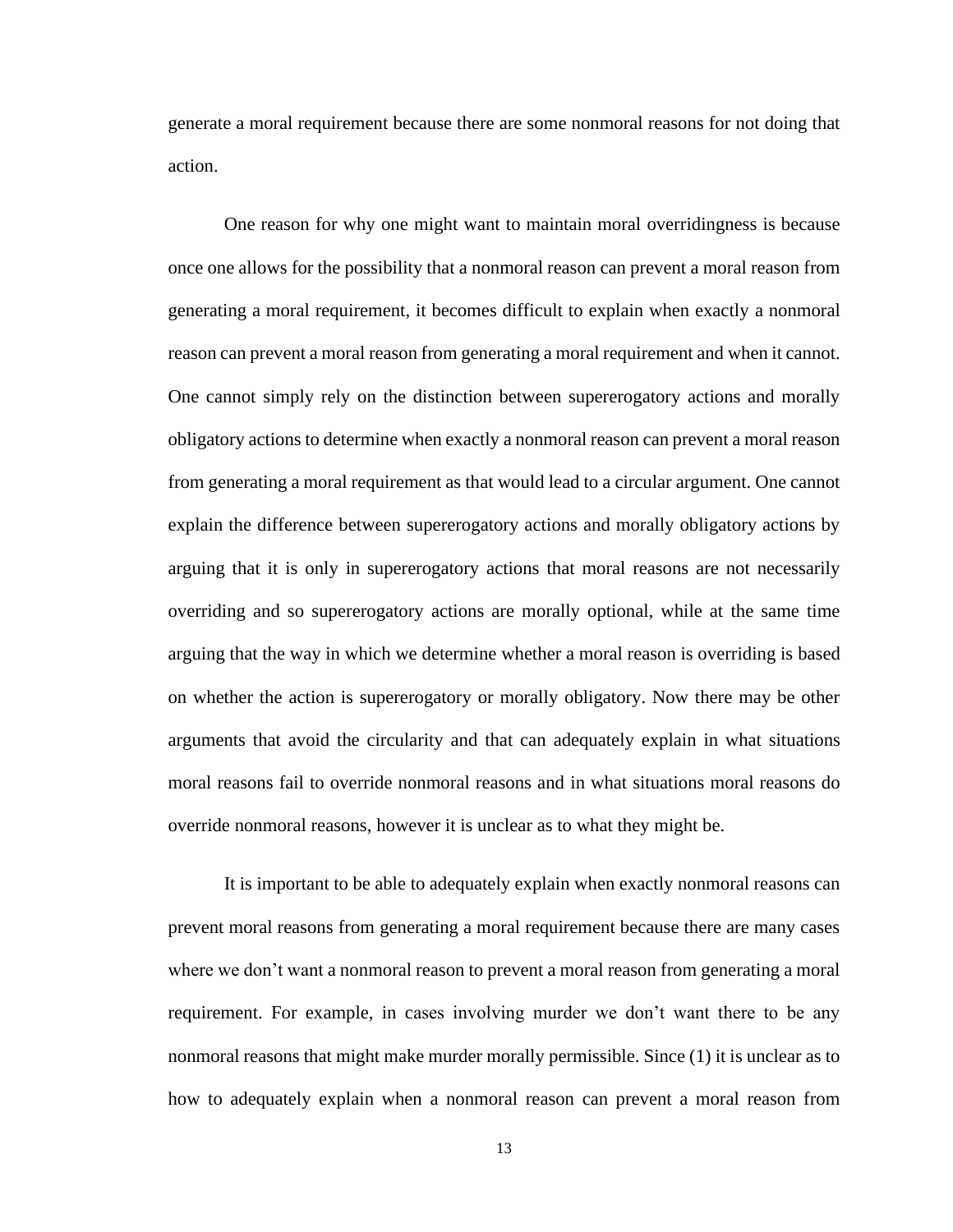generate a moral requirement because there are some nonmoral reasons for not doing that action.

One reason for why one might want to maintain moral overridingness is because once one allows for the possibility that a nonmoral reason can prevent a moral reason from generating a moral requirement, it becomes difficult to explain when exactly a nonmoral reason can prevent a moral reason from generating a moral requirement and when it cannot. One cannot simply rely on the distinction between supererogatory actions and morally obligatory actions to determine when exactly a nonmoral reason can prevent a moral reason from generating a moral requirement as that would lead to a circular argument. One cannot explain the difference between supererogatory actions and morally obligatory actions by arguing that it is only in supererogatory actions that moral reasons are not necessarily overriding and so supererogatory actions are morally optional, while at the same time arguing that the way in which we determine whether a moral reason is overriding is based on whether the action is supererogatory or morally obligatory. Now there may be other arguments that avoid the circularity and that can adequately explain in what situations moral reasons fail to override nonmoral reasons and in what situations moral reasons do override nonmoral reasons, however it is unclear as to what they might be.

It is important to be able to adequately explain when exactly nonmoral reasons can prevent moral reasons from generating a moral requirement because there are many cases where we don't want a nonmoral reason to prevent a moral reason from generating a moral requirement. For example, in cases involving murder we don't want there to be any nonmoral reasons that might make murder morally permissible. Since (1) it is unclear as to how to adequately explain when a nonmoral reason can prevent a moral reason from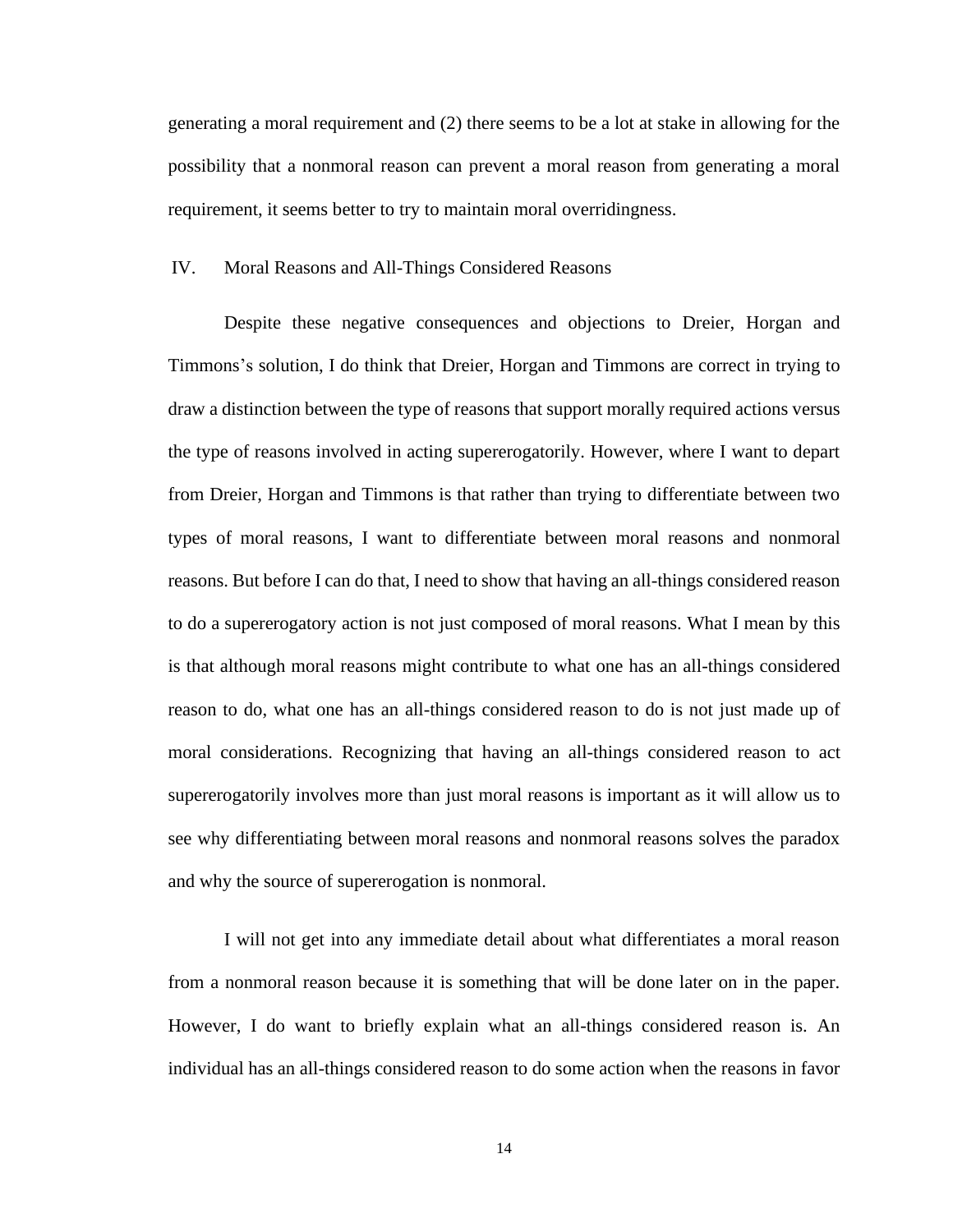generating a moral requirement and (2) there seems to be a lot at stake in allowing for the possibility that a nonmoral reason can prevent a moral reason from generating a moral requirement, it seems better to try to maintain moral overridingness.

## IV. Moral Reasons and All-Things Considered Reasons

Despite these negative consequences and objections to Dreier, Horgan and Timmons's solution, I do think that Dreier, Horgan and Timmons are correct in trying to draw a distinction between the type of reasons that support morally required actions versus the type of reasons involved in acting supererogatorily. However, where I want to depart from Dreier, Horgan and Timmons is that rather than trying to differentiate between two types of moral reasons, I want to differentiate between moral reasons and nonmoral reasons. But before I can do that, I need to show that having an all-things considered reason to do a supererogatory action is not just composed of moral reasons. What I mean by this is that although moral reasons might contribute to what one has an all-things considered reason to do, what one has an all-things considered reason to do is not just made up of moral considerations. Recognizing that having an all-things considered reason to act supererogatorily involves more than just moral reasons is important as it will allow us to see why differentiating between moral reasons and nonmoral reasons solves the paradox and why the source of supererogation is nonmoral.

I will not get into any immediate detail about what differentiates a moral reason from a nonmoral reason because it is something that will be done later on in the paper. However, I do want to briefly explain what an all-things considered reason is. An individual has an all-things considered reason to do some action when the reasons in favor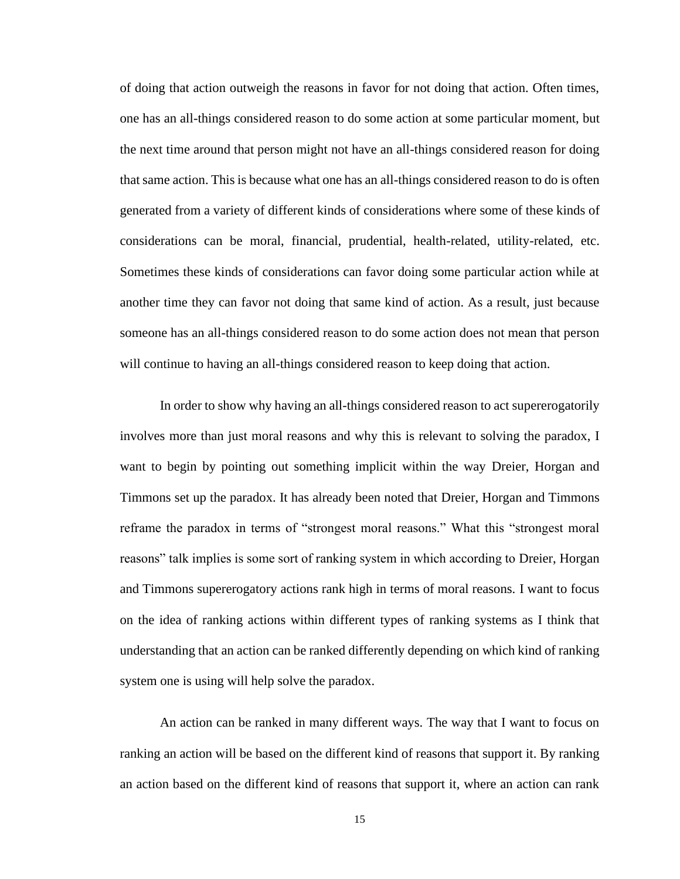of doing that action outweigh the reasons in favor for not doing that action. Often times, one has an all-things considered reason to do some action at some particular moment, but the next time around that person might not have an all-things considered reason for doing that same action. This is because what one has an all-things considered reason to do is often generated from a variety of different kinds of considerations where some of these kinds of considerations can be moral, financial, prudential, health-related, utility-related, etc. Sometimes these kinds of considerations can favor doing some particular action while at another time they can favor not doing that same kind of action. As a result, just because someone has an all-things considered reason to do some action does not mean that person will continue to having an all-things considered reason to keep doing that action.

In order to show why having an all-things considered reason to act supererogatorily involves more than just moral reasons and why this is relevant to solving the paradox, I want to begin by pointing out something implicit within the way Dreier, Horgan and Timmons set up the paradox. It has already been noted that Dreier, Horgan and Timmons reframe the paradox in terms of "strongest moral reasons." What this "strongest moral reasons" talk implies is some sort of ranking system in which according to Dreier, Horgan and Timmons supererogatory actions rank high in terms of moral reasons. I want to focus on the idea of ranking actions within different types of ranking systems as I think that understanding that an action can be ranked differently depending on which kind of ranking system one is using will help solve the paradox.

An action can be ranked in many different ways. The way that I want to focus on ranking an action will be based on the different kind of reasons that support it. By ranking an action based on the different kind of reasons that support it, where an action can rank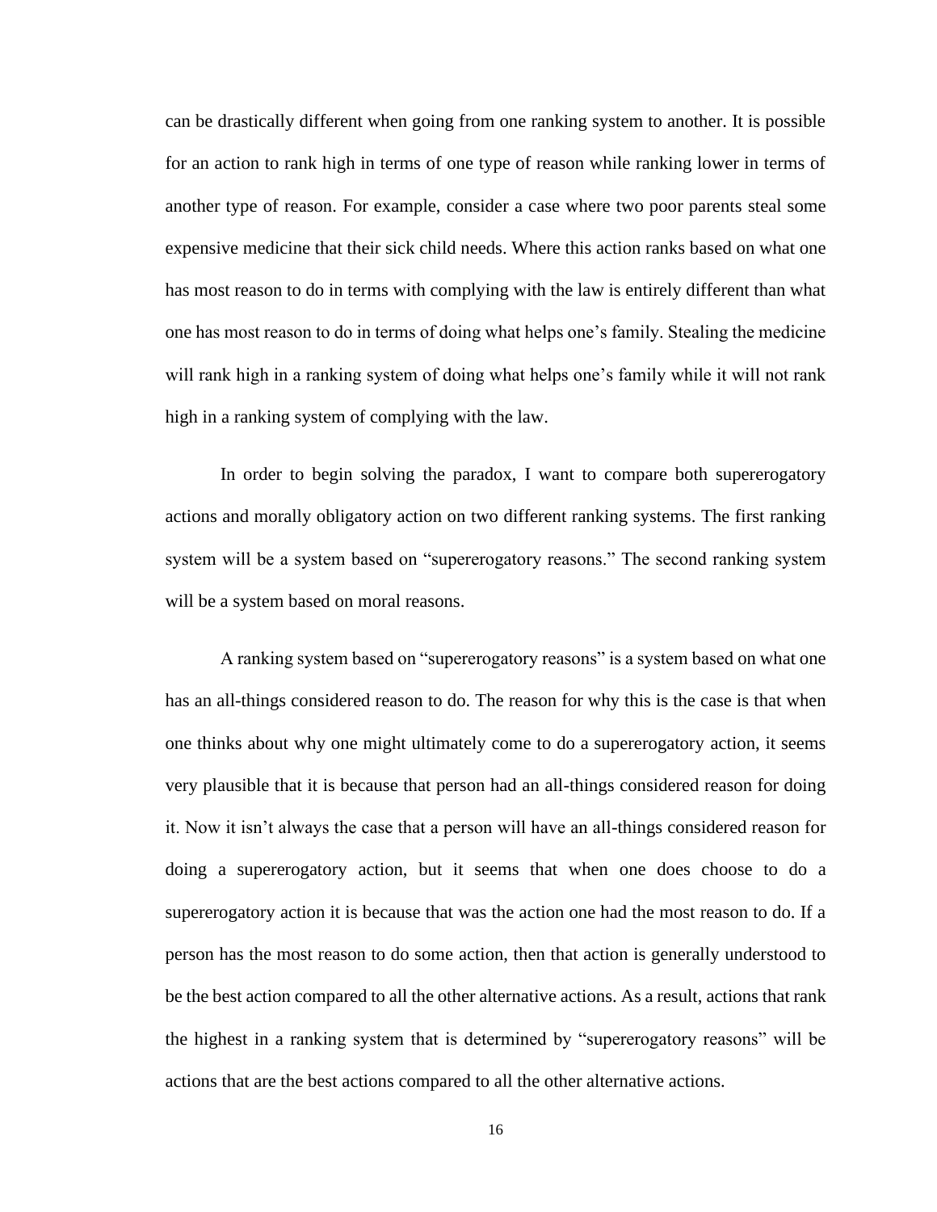can be drastically different when going from one ranking system to another. It is possible for an action to rank high in terms of one type of reason while ranking lower in terms of another type of reason. For example, consider a case where two poor parents steal some expensive medicine that their sick child needs. Where this action ranks based on what one has most reason to do in terms with complying with the law is entirely different than what one has most reason to do in terms of doing what helps one's family. Stealing the medicine will rank high in a ranking system of doing what helps one's family while it will not rank high in a ranking system of complying with the law.

In order to begin solving the paradox, I want to compare both supererogatory actions and morally obligatory action on two different ranking systems. The first ranking system will be a system based on "supererogatory reasons." The second ranking system will be a system based on moral reasons.

A ranking system based on "supererogatory reasons" is a system based on what one has an all-things considered reason to do. The reason for why this is the case is that when one thinks about why one might ultimately come to do a supererogatory action, it seems very plausible that it is because that person had an all-things considered reason for doing it. Now it isn't always the case that a person will have an all-things considered reason for doing a supererogatory action, but it seems that when one does choose to do a supererogatory action it is because that was the action one had the most reason to do. If a person has the most reason to do some action, then that action is generally understood to be the best action compared to all the other alternative actions. As a result, actions that rank the highest in a ranking system that is determined by "supererogatory reasons" will be actions that are the best actions compared to all the other alternative actions.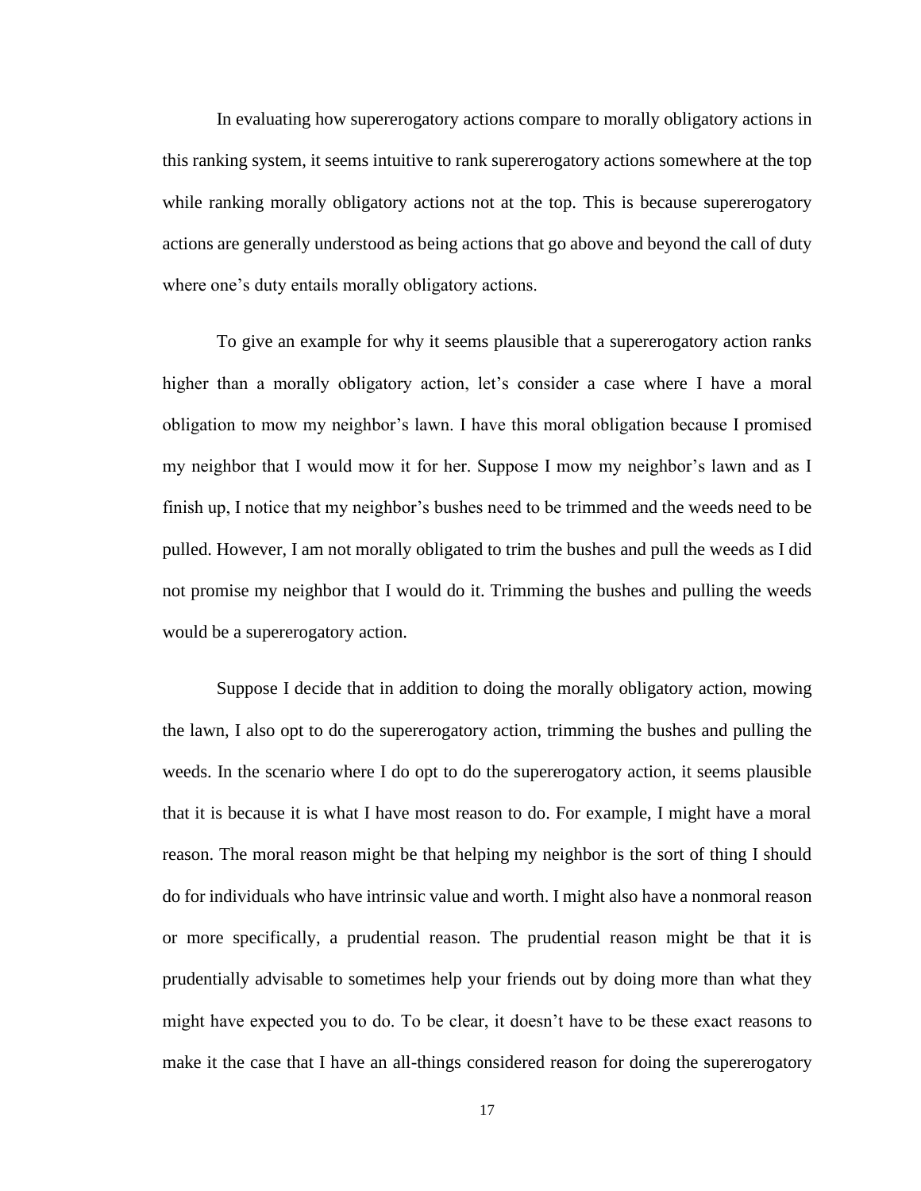In evaluating how supererogatory actions compare to morally obligatory actions in this ranking system, it seems intuitive to rank supererogatory actions somewhere at the top while ranking morally obligatory actions not at the top. This is because supererogatory actions are generally understood as being actions that go above and beyond the call of duty where one's duty entails morally obligatory actions.

To give an example for why it seems plausible that a supererogatory action ranks higher than a morally obligatory action, let's consider a case where I have a moral obligation to mow my neighbor's lawn. I have this moral obligation because I promised my neighbor that I would mow it for her. Suppose I mow my neighbor's lawn and as I finish up, I notice that my neighbor's bushes need to be trimmed and the weeds need to be pulled. However, I am not morally obligated to trim the bushes and pull the weeds as I did not promise my neighbor that I would do it. Trimming the bushes and pulling the weeds would be a supererogatory action.

Suppose I decide that in addition to doing the morally obligatory action, mowing the lawn, I also opt to do the supererogatory action, trimming the bushes and pulling the weeds. In the scenario where I do opt to do the supererogatory action, it seems plausible that it is because it is what I have most reason to do. For example, I might have a moral reason. The moral reason might be that helping my neighbor is the sort of thing I should do for individuals who have intrinsic value and worth. I might also have a nonmoral reason or more specifically, a prudential reason. The prudential reason might be that it is prudentially advisable to sometimes help your friends out by doing more than what they might have expected you to do. To be clear, it doesn't have to be these exact reasons to make it the case that I have an all-things considered reason for doing the supererogatory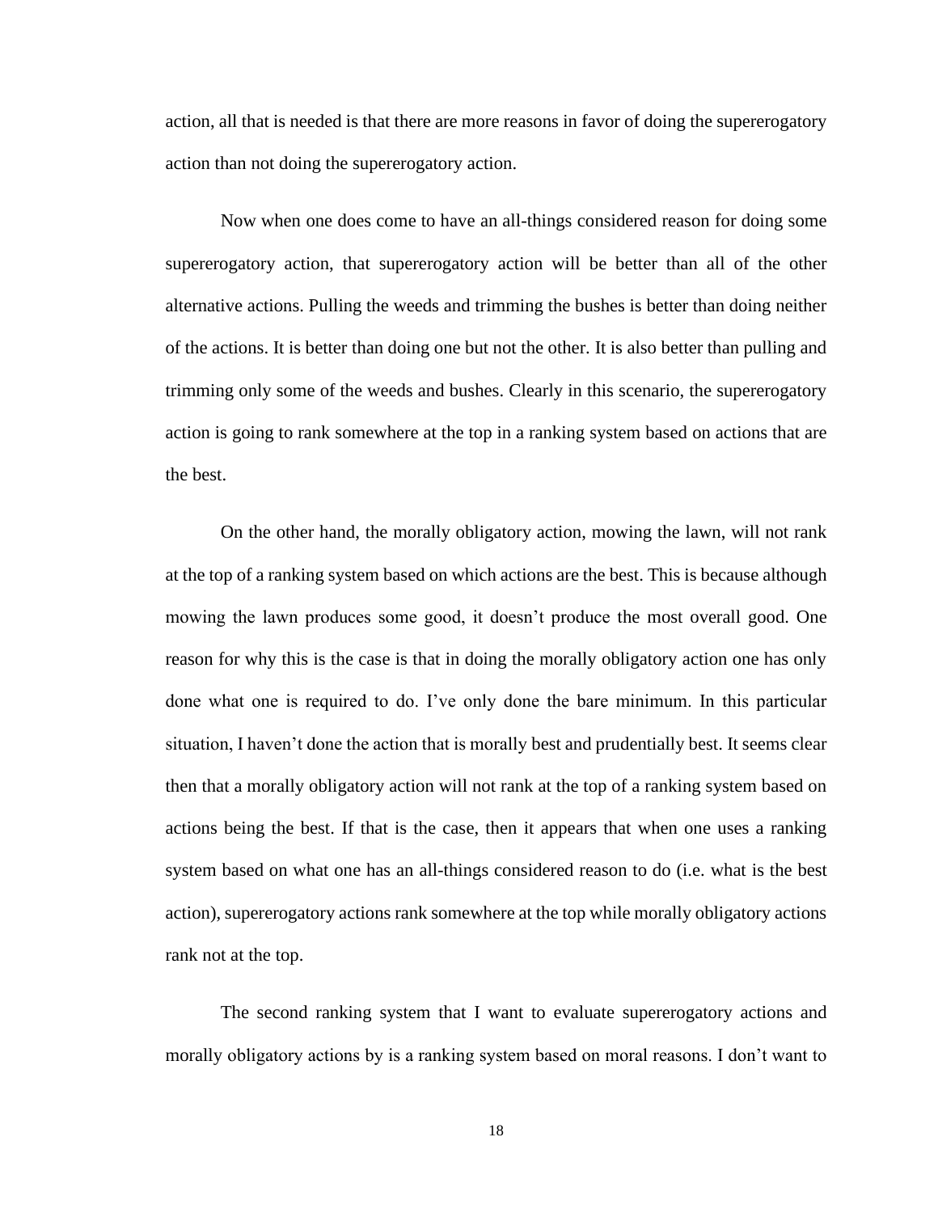action, all that is needed is that there are more reasons in favor of doing the supererogatory action than not doing the supererogatory action.

Now when one does come to have an all-things considered reason for doing some supererogatory action, that supererogatory action will be better than all of the other alternative actions. Pulling the weeds and trimming the bushes is better than doing neither of the actions. It is better than doing one but not the other. It is also better than pulling and trimming only some of the weeds and bushes. Clearly in this scenario, the supererogatory action is going to rank somewhere at the top in a ranking system based on actions that are the best.

On the other hand, the morally obligatory action, mowing the lawn, will not rank at the top of a ranking system based on which actions are the best. This is because although mowing the lawn produces some good, it doesn't produce the most overall good. One reason for why this is the case is that in doing the morally obligatory action one has only done what one is required to do. I've only done the bare minimum. In this particular situation, I haven't done the action that is morally best and prudentially best. It seems clear then that a morally obligatory action will not rank at the top of a ranking system based on actions being the best. If that is the case, then it appears that when one uses a ranking system based on what one has an all-things considered reason to do (i.e. what is the best action), supererogatory actions rank somewhere at the top while morally obligatory actions rank not at the top.

The second ranking system that I want to evaluate supererogatory actions and morally obligatory actions by is a ranking system based on moral reasons. I don't want to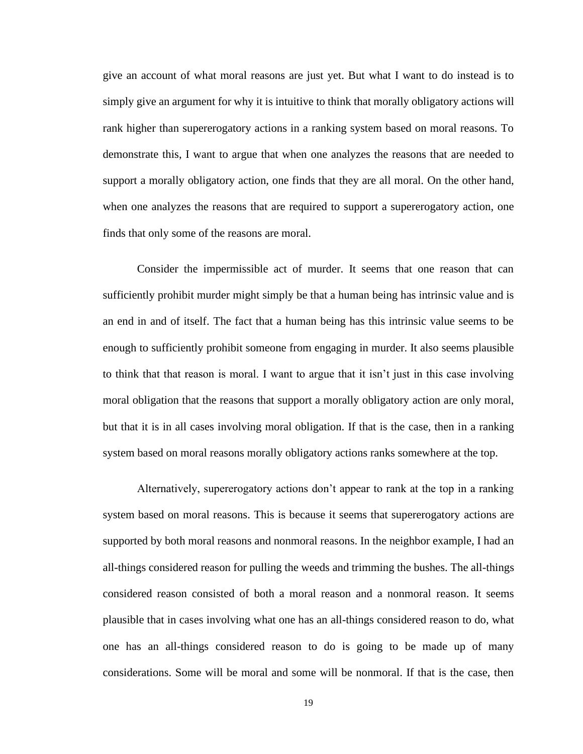give an account of what moral reasons are just yet. But what I want to do instead is to simply give an argument for why it is intuitive to think that morally obligatory actions will rank higher than supererogatory actions in a ranking system based on moral reasons. To demonstrate this, I want to argue that when one analyzes the reasons that are needed to support a morally obligatory action, one finds that they are all moral. On the other hand, when one analyzes the reasons that are required to support a supererogatory action, one finds that only some of the reasons are moral.

Consider the impermissible act of murder. It seems that one reason that can sufficiently prohibit murder might simply be that a human being has intrinsic value and is an end in and of itself. The fact that a human being has this intrinsic value seems to be enough to sufficiently prohibit someone from engaging in murder. It also seems plausible to think that that reason is moral. I want to argue that it isn't just in this case involving moral obligation that the reasons that support a morally obligatory action are only moral, but that it is in all cases involving moral obligation. If that is the case, then in a ranking system based on moral reasons morally obligatory actions ranks somewhere at the top.

Alternatively, supererogatory actions don't appear to rank at the top in a ranking system based on moral reasons. This is because it seems that supererogatory actions are supported by both moral reasons and nonmoral reasons. In the neighbor example, I had an all-things considered reason for pulling the weeds and trimming the bushes. The all-things considered reason consisted of both a moral reason and a nonmoral reason. It seems plausible that in cases involving what one has an all-things considered reason to do, what one has an all-things considered reason to do is going to be made up of many considerations. Some will be moral and some will be nonmoral. If that is the case, then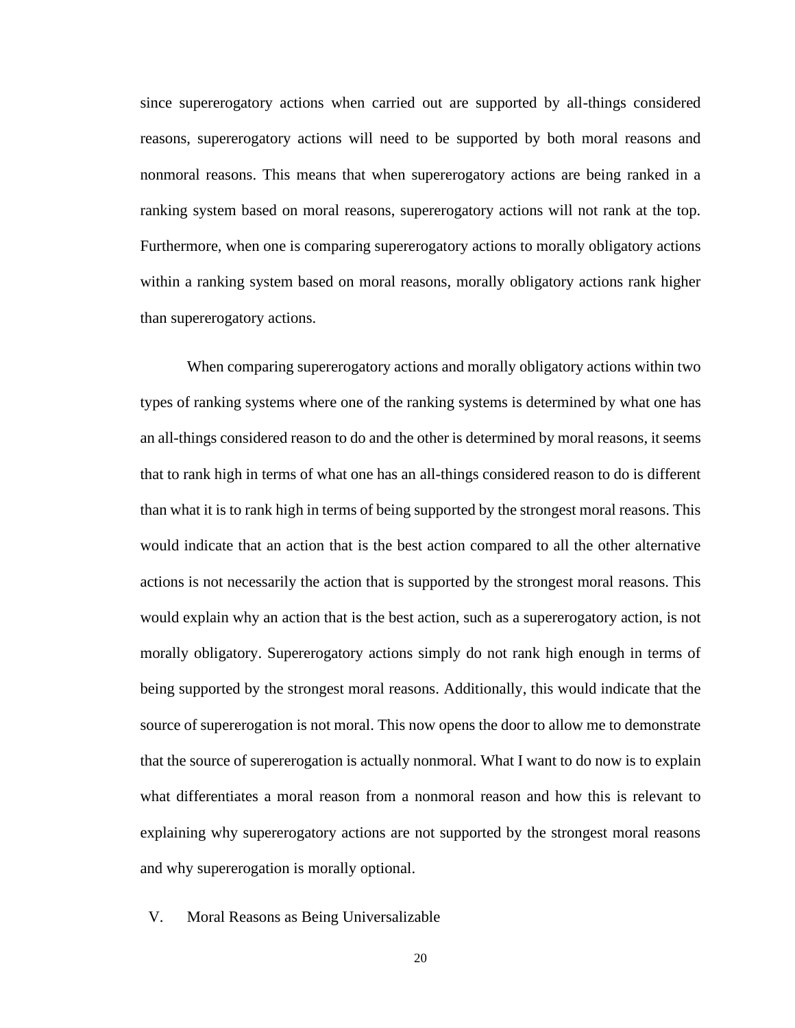since supererogatory actions when carried out are supported by all-things considered reasons, supererogatory actions will need to be supported by both moral reasons and nonmoral reasons. This means that when supererogatory actions are being ranked in a ranking system based on moral reasons, supererogatory actions will not rank at the top. Furthermore, when one is comparing supererogatory actions to morally obligatory actions within a ranking system based on moral reasons, morally obligatory actions rank higher than supererogatory actions.

When comparing supererogatory actions and morally obligatory actions within two types of ranking systems where one of the ranking systems is determined by what one has an all-things considered reason to do and the other is determined by moral reasons, it seems that to rank high in terms of what one has an all-things considered reason to do is different than what it is to rank high in terms of being supported by the strongest moral reasons. This would indicate that an action that is the best action compared to all the other alternative actions is not necessarily the action that is supported by the strongest moral reasons. This would explain why an action that is the best action, such as a supererogatory action, is not morally obligatory. Supererogatory actions simply do not rank high enough in terms of being supported by the strongest moral reasons. Additionally, this would indicate that the source of supererogation is not moral. This now opens the door to allow me to demonstrate that the source of supererogation is actually nonmoral. What I want to do now is to explain what differentiates a moral reason from a nonmoral reason and how this is relevant to explaining why supererogatory actions are not supported by the strongest moral reasons and why supererogation is morally optional.

## V. Moral Reasons as Being Universalizable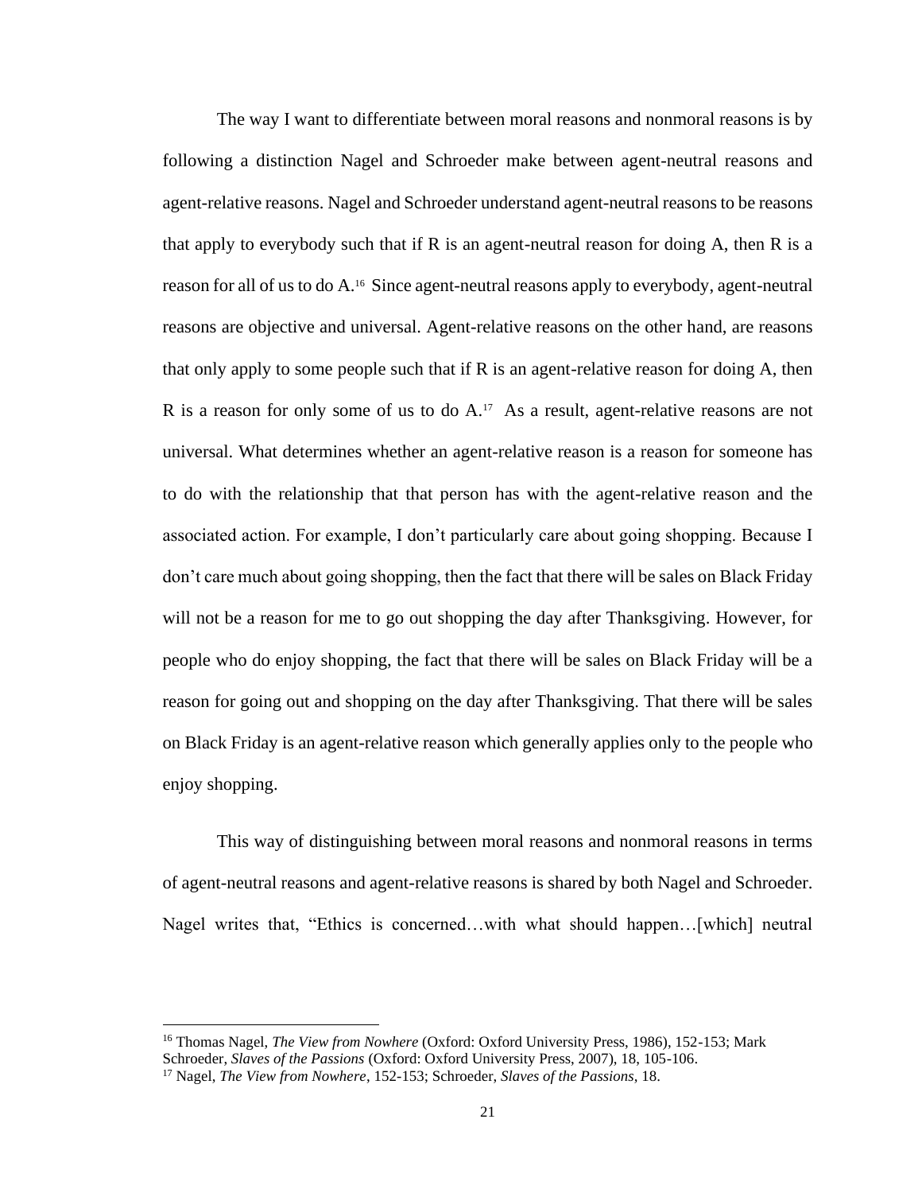The way I want to differentiate between moral reasons and nonmoral reasons is by following a distinction Nagel and Schroeder make between agent-neutral reasons and agent-relative reasons. Nagel and Schroeder understand agent-neutral reasons to be reasons that apply to everybody such that if R is an agent-neutral reason for doing A, then R is a reason for all of us to do A.[16] Since agent-neutral reasons apply to everybody, agent-neutral reasons are objective and universal. Agent-relative reasons on the other hand, are reasons that only apply to some people such that if R is an agent-relative reason for doing A, then R is a reason for only some of us to do A.[17] As a result, agent-relative reasons are not universal. What determines whether an agent-relative reason is a reason for someone has to do with the relationship that that person has with the agent-relative reason and the associated action. For example, I don't particularly care about going shopping. Because I don't care much about going shopping, then the fact that there will be sales on Black Friday will not be a reason for me to go out shopping the day after Thanksgiving. However, for people who do enjoy shopping, the fact that there will be sales on Black Friday will be a reason for going out and shopping on the day after Thanksgiving. That there will be sales on Black Friday is an agent-relative reason which generally applies only to the people who enjoy shopping.

This way of distinguishing between moral reasons and nonmoral reasons in terms of agent-neutral reasons and agent-relative reasons is shared by both Nagel and Schroeder. Nagel writes that, "Ethics is concerned…with what should happen…[which] neutral

---

[16] Thomas Nagel, *The View from Nowhere* (Oxford: Oxford University Press, 1986), 152-153; Mark Schroeder, *Slaves of the Passions* (Oxford: Oxford University Press, 2007), 18, 105-106.

[17] Nagel, *The View from Nowhere*, 152-153; Schroeder, *Slaves of the Passions*, 18.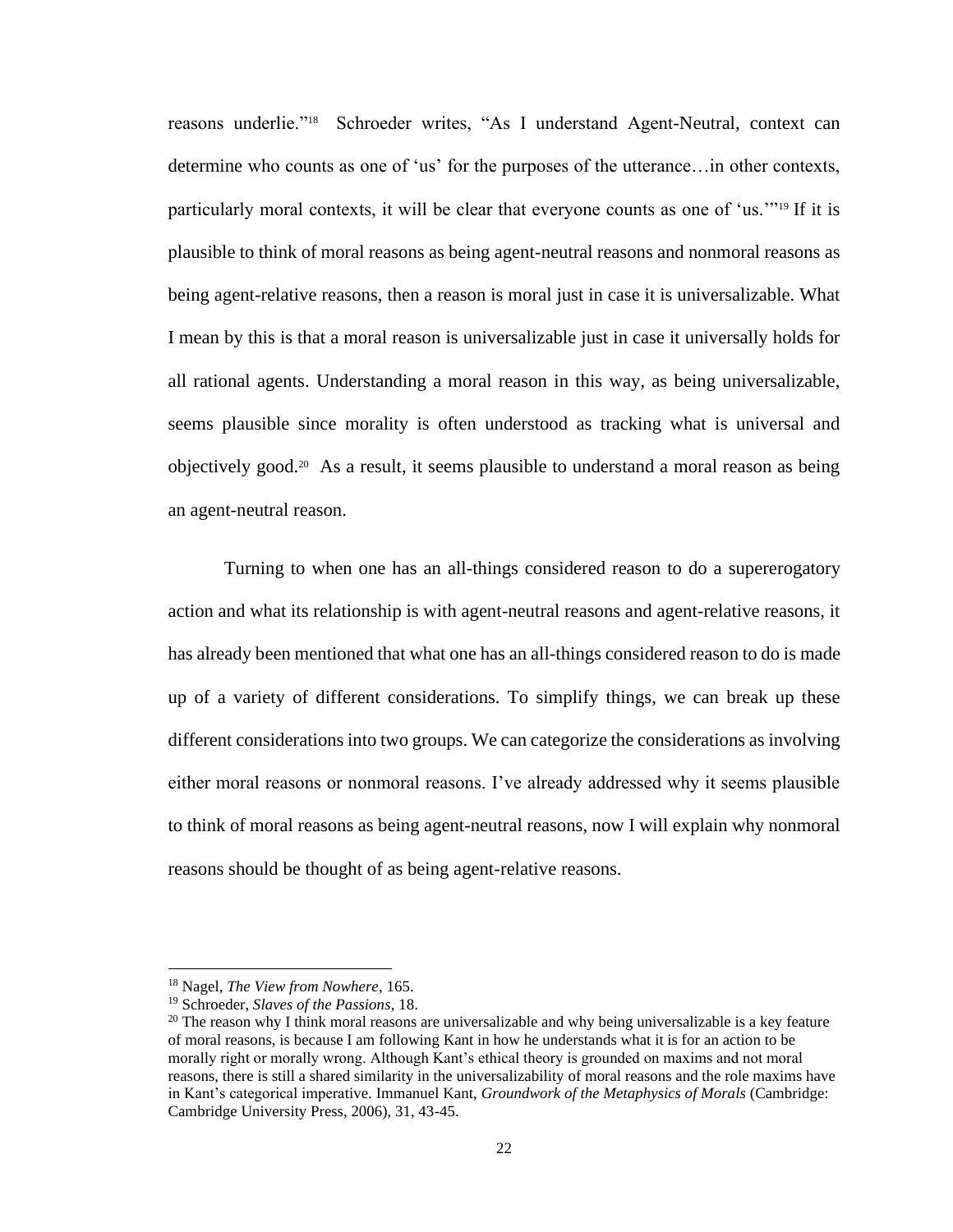reasons underlie."[18] Schroeder writes, "As I understand Agent-Neutral, context can determine who counts as one of 'us' for the purposes of the utterance…in other contexts, particularly moral contexts, it will be clear that everyone counts as one of 'us.'"[19] If it is plausible to think of moral reasons as being agent-neutral reasons and nonmoral reasons as being agent-relative reasons, then a reason is moral just in case it is universalizable. What I mean by this is that a moral reason is universalizable just in case it universally holds for all rational agents. Understanding a moral reason in this way, as being universalizable, seems plausible since morality is often understood as tracking what is universal and objectively good.[20] As a result, it seems plausible to understand a moral reason as being an agent-neutral reason.

Turning to when one has an all-things considered reason to do a supererogatory action and what its relationship is with agent-neutral reasons and agent-relative reasons, it has already been mentioned that what one has an all-things considered reason to do is made up of a variety of different considerations. To simplify things, we can break up these different considerations into two groups. We can categorize the considerations as involving either moral reasons or nonmoral reasons. I've already addressed why it seems plausible to think of moral reasons as being agent-neutral reasons, now I will explain why nonmoral reasons should be thought of as being agent-relative reasons.

---

[18] Nagel, *The View from Nowhere*, 165.

[19] Schroeder, *Slaves of the Passions*, 18.

[20] The reason why I think moral reasons are universalizable and why being universalizable is a key feature of moral reasons, is because I am following Kant in how he understands what it is for an action to be morally right or morally wrong. Although Kant's ethical theory is grounded on maxims and not moral reasons, there is still a shared similarity in the universalizability of moral reasons and the role maxims have in Kant's categorical imperative. Immanuel Kant, *Groundwork of the Metaphysics of Morals* (Cambridge: Cambridge University Press, 2006), 31, 43-45.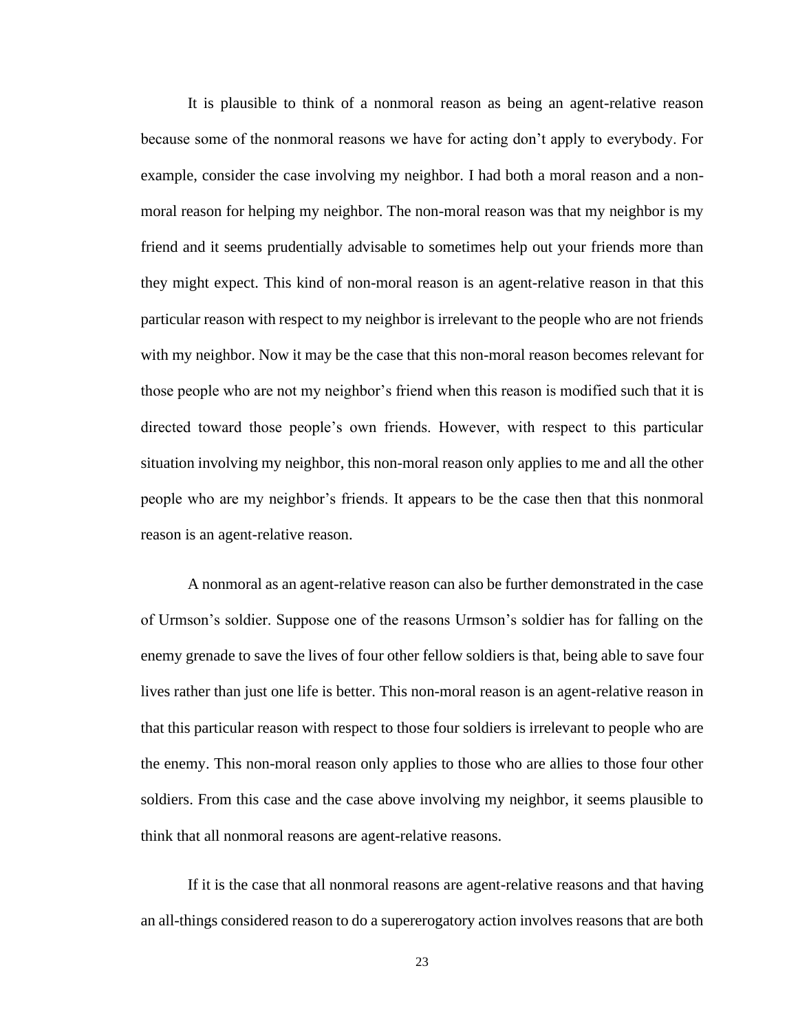It is plausible to think of a nonmoral reason as being an agent-relative reason because some of the nonmoral reasons we have for acting don't apply to everybody. For example, consider the case involving my neighbor. I had both a moral reason and a non-moral reason for helping my neighbor. The non-moral reason was that my neighbor is my friend and it seems prudentially advisable to sometimes help out your friends more than they might expect. This kind of non-moral reason is an agent-relative reason in that this particular reason with respect to my neighbor is irrelevant to the people who are not friends with my neighbor. Now it may be the case that this non-moral reason becomes relevant for those people who are not my neighbor's friend when this reason is modified such that it is directed toward those people's own friends. However, with respect to this particular situation involving my neighbor, this non-moral reason only applies to me and all the other people who are my neighbor's friends. It appears to be the case then that this nonmoral reason is an agent-relative reason.

A nonmoral as an agent-relative reason can also be further demonstrated in the case of Urmson's soldier. Suppose one of the reasons Urmson's soldier has for falling on the enemy grenade to save the lives of four other fellow soldiers is that, being able to save four lives rather than just one life is better. This non-moral reason is an agent-relative reason in that this particular reason with respect to those four soldiers is irrelevant to people who are the enemy. This non-moral reason only applies to those who are allies to those four other soldiers. From this case and the case above involving my neighbor, it seems plausible to think that all nonmoral reasons are agent-relative reasons.

If it is the case that all nonmoral reasons are agent-relative reasons and that having an all-things considered reason to do a supererogatory action involves reasons that are both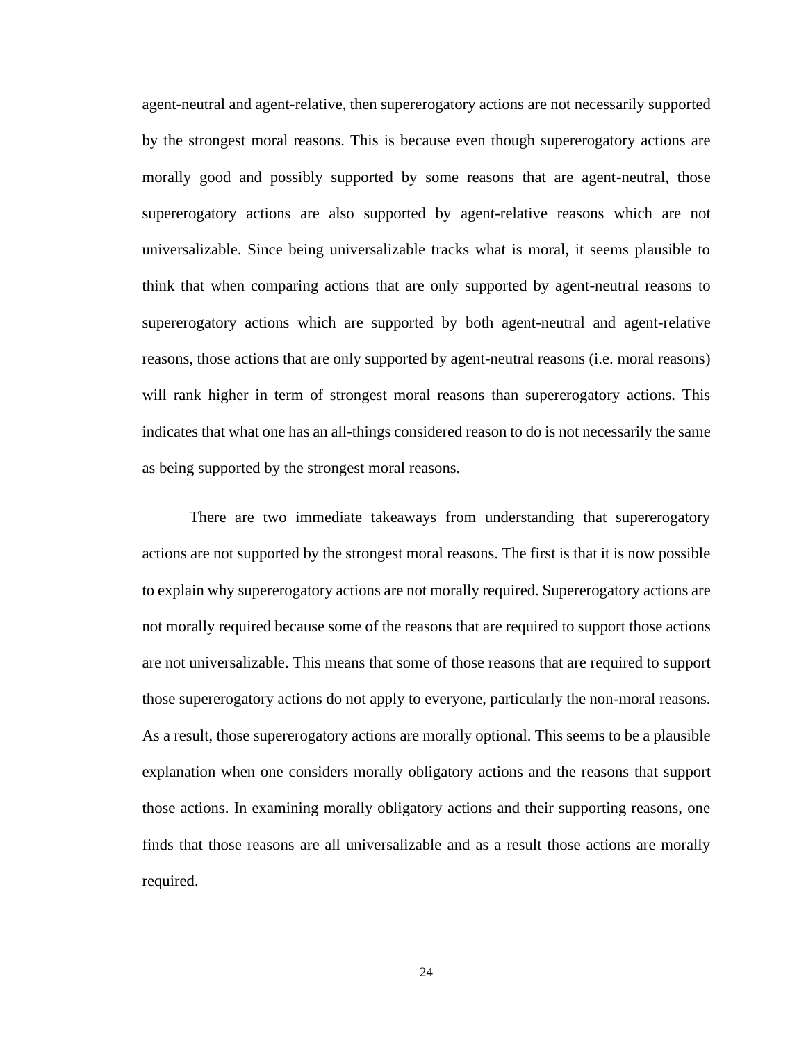agent-neutral and agent-relative, then supererogatory actions are not necessarily supported by the strongest moral reasons. This is because even though supererogatory actions are morally good and possibly supported by some reasons that are agent-neutral, those supererogatory actions are also supported by agent-relative reasons which are not universalizable. Since being universalizable tracks what is moral, it seems plausible to think that when comparing actions that are only supported by agent-neutral reasons to supererogatory actions which are supported by both agent-neutral and agent-relative reasons, those actions that are only supported by agent-neutral reasons (i.e. moral reasons) will rank higher in term of strongest moral reasons than supererogatory actions. This indicates that what one has an all-things considered reason to do is not necessarily the same as being supported by the strongest moral reasons.

There are two immediate takeaways from understanding that supererogatory actions are not supported by the strongest moral reasons. The first is that it is now possible to explain why supererogatory actions are not morally required. Supererogatory actions are not morally required because some of the reasons that are required to support those actions are not universalizable. This means that some of those reasons that are required to support those supererogatory actions do not apply to everyone, particularly the non-moral reasons. As a result, those supererogatory actions are morally optional. This seems to be a plausible explanation when one considers morally obligatory actions and the reasons that support those actions. In examining morally obligatory actions and their supporting reasons, one finds that those reasons are all universalizable and as a result those actions are morally required.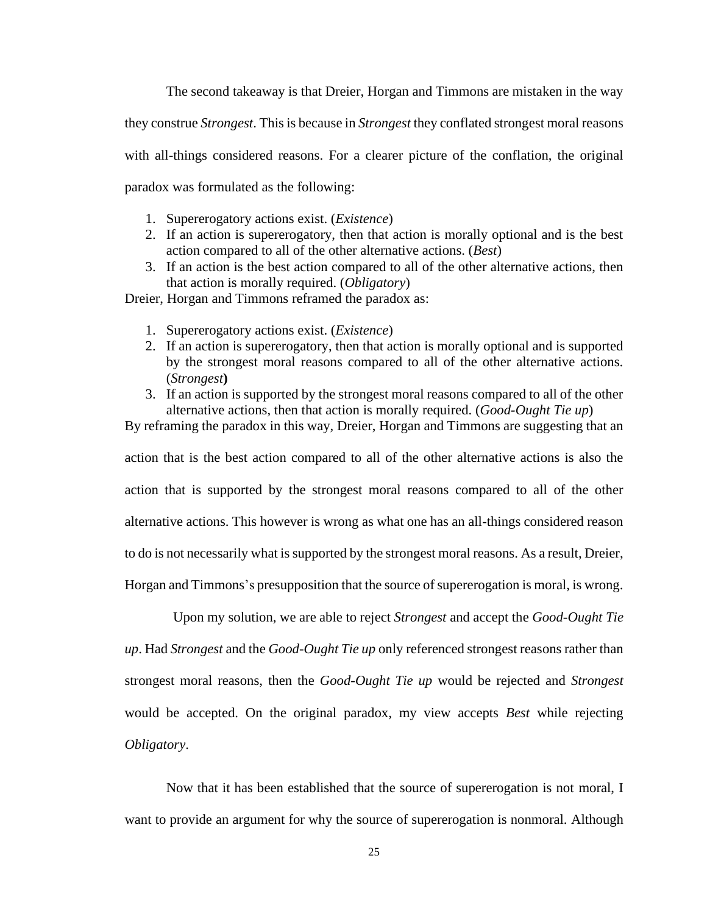The second takeaway is that Dreier, Horgan and Timmons are mistaken in the way they construe *Strongest*. This is because in *Strongest* they conflated strongest moral reasons with all-things considered reasons. For a clearer picture of the conflation, the original paradox was formulated as the following:

1. Supererogatory actions exist. (*Existence*)
2. If an action is supererogatory, then that action is morally optional and is the best action compared to all of the other alternative actions. (*Best*)
3. If an action is the best action compared to all of the other alternative actions, then that action is morally required. (*Obligatory*)

Dreier, Horgan and Timmons reframed the paradox as:

1. Supererogatory actions exist. (*Existence*)
2. If an action is supererogatory, then that action is morally optional and is supported by the strongest moral reasons compared to all of the other alternative actions. (*Strongest***)**
3. If an action is supported by the strongest moral reasons compared to all of the other alternative actions, then that action is morally required. (*Good-Ought Tie up*)

By reframing the paradox in this way, Dreier, Horgan and Timmons are suggesting that an action that is the best action compared to all of the other alternative actions is also the action that is supported by the strongest moral reasons compared to all of the other alternative actions. This however is wrong as what one has an all-things considered reason to do is not necessarily what is supported by the strongest moral reasons. As a result, Dreier, Horgan and Timmons's presupposition that the source of supererogation is moral, is wrong.

Upon my solution, we are able to reject *Strongest* and accept the *Good-Ought Tie up*. Had *Strongest* and the *Good-Ought Tie up* only referenced strongest reasons rather than strongest moral reasons, then the *Good-Ought Tie up* would be rejected and *Strongest* would be accepted. On the original paradox, my view accepts *Best* while rejecting *Obligatory*.

Now that it has been established that the source of supererogation is not moral, I want to provide an argument for why the source of supererogation is nonmoral. Although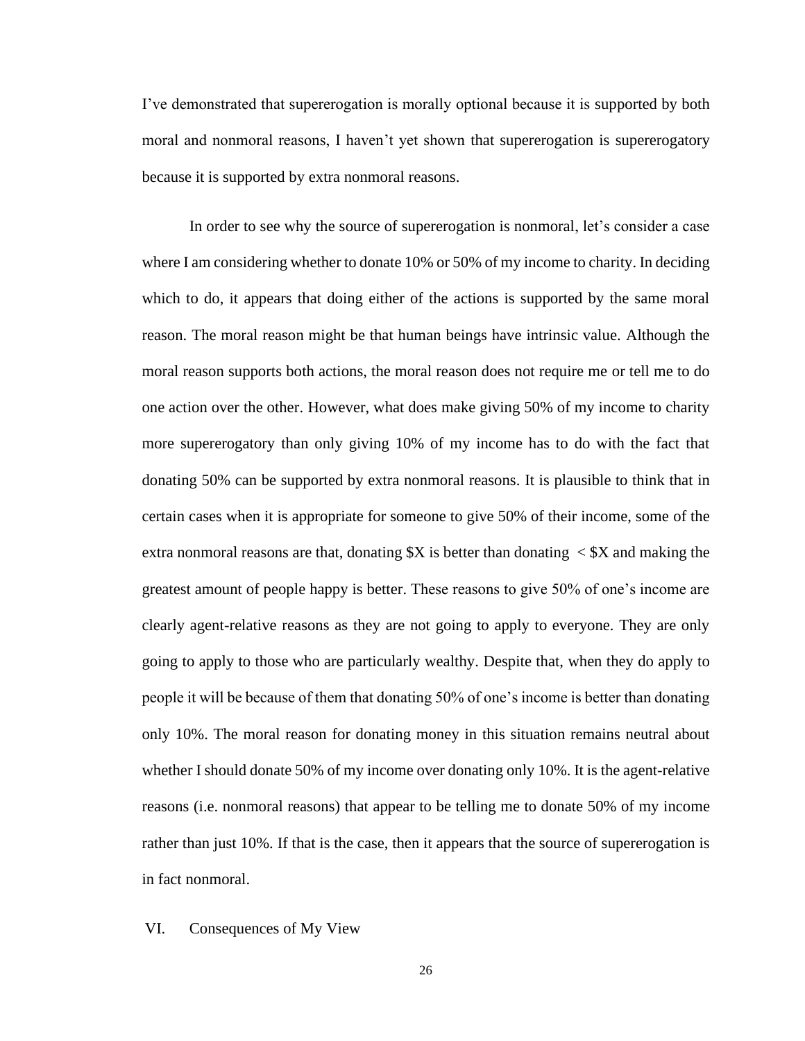I've demonstrated that supererogation is morally optional because it is supported by both moral and nonmoral reasons, I haven't yet shown that supererogation is supererogatory because it is supported by extra nonmoral reasons.

In order to see why the source of supererogation is nonmoral, let's consider a case where I am considering whether to donate 10% or 50% of my income to charity. In deciding which to do, it appears that doing either of the actions is supported by the same moral reason. The moral reason might be that human beings have intrinsic value. Although the moral reason supports both actions, the moral reason does not require me or tell me to do one action over the other. However, what does make giving 50% of my income to charity more supererogatory than only giving 10% of my income has to do with the fact that donating 50% can be supported by extra nonmoral reasons. It is plausible to think that in certain cases when it is appropriate for someone to give 50% of their income, some of the extra nonmoral reasons are that, donating $X is better than donating < $X and making the greatest amount of people happy is better. These reasons to give 50% of one's income are clearly agent-relative reasons as they are not going to apply to everyone. They are only going to apply to those who are particularly wealthy. Despite that, when they do apply to people it will be because of them that donating 50% of one's income is better than donating only 10%. The moral reason for donating money in this situation remains neutral about whether I should donate 50% of my income over donating only 10%. It is the agent-relative reasons (i.e. nonmoral reasons) that appear to be telling me to donate 50% of my income rather than just 10%. If that is the case, then it appears that the source of supererogation is in fact nonmoral.

## VI. Consequences of My View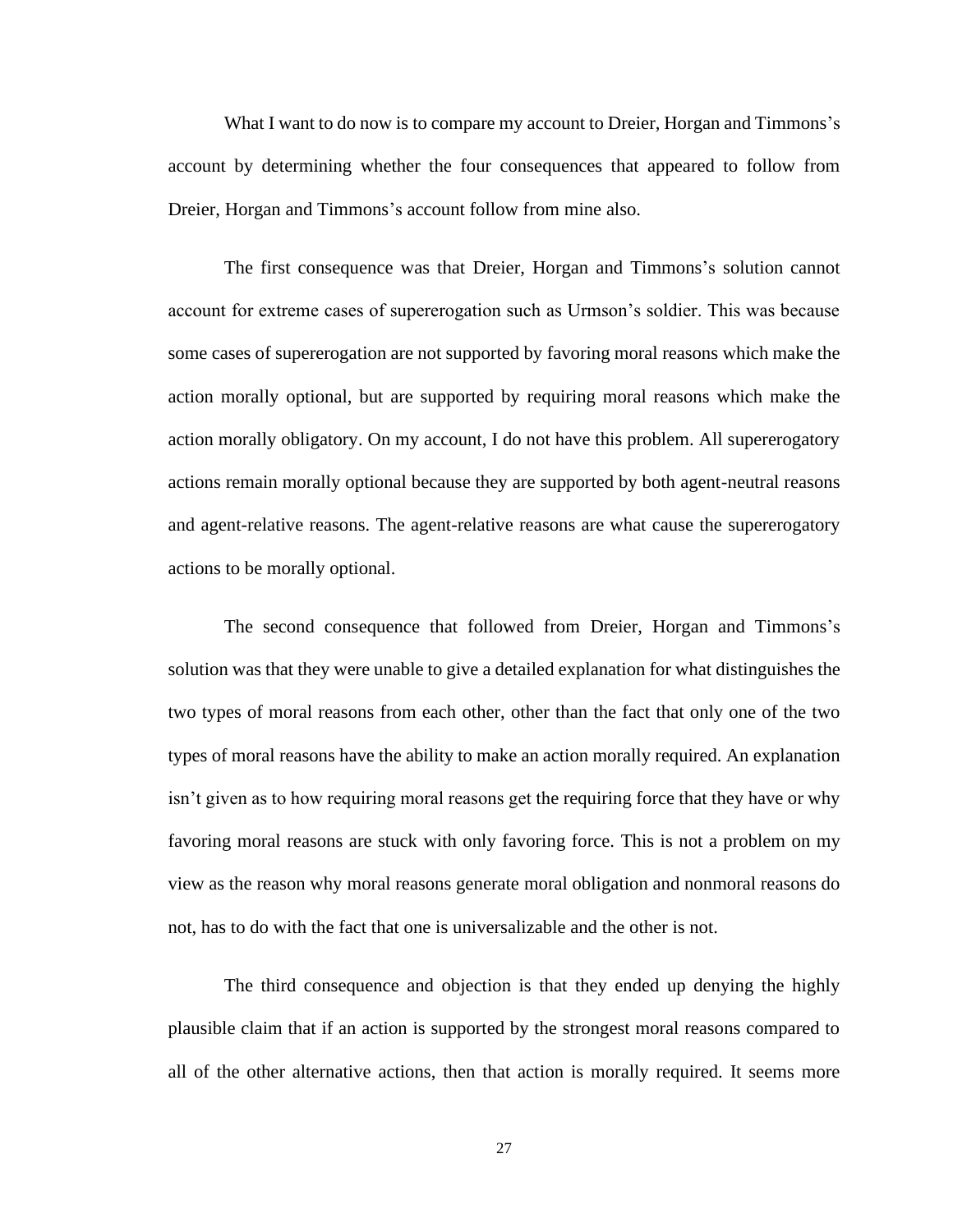What I want to do now is to compare my account to Dreier, Horgan and Timmons's account by determining whether the four consequences that appeared to follow from Dreier, Horgan and Timmons's account follow from mine also.

The first consequence was that Dreier, Horgan and Timmons's solution cannot account for extreme cases of supererogation such as Urmson's soldier. This was because some cases of supererogation are not supported by favoring moral reasons which make the action morally optional, but are supported by requiring moral reasons which make the action morally obligatory. On my account, I do not have this problem. All supererogatory actions remain morally optional because they are supported by both agent-neutral reasons and agent-relative reasons. The agent-relative reasons are what cause the supererogatory actions to be morally optional.

The second consequence that followed from Dreier, Horgan and Timmons's solution was that they were unable to give a detailed explanation for what distinguishes the two types of moral reasons from each other, other than the fact that only one of the two types of moral reasons have the ability to make an action morally required. An explanation isn't given as to how requiring moral reasons get the requiring force that they have or why favoring moral reasons are stuck with only favoring force. This is not a problem on my view as the reason why moral reasons generate moral obligation and nonmoral reasons do not, has to do with the fact that one is universalizable and the other is not.

The third consequence and objection is that they ended up denying the highly plausible claim that if an action is supported by the strongest moral reasons compared to all of the other alternative actions, then that action is morally required. It seems more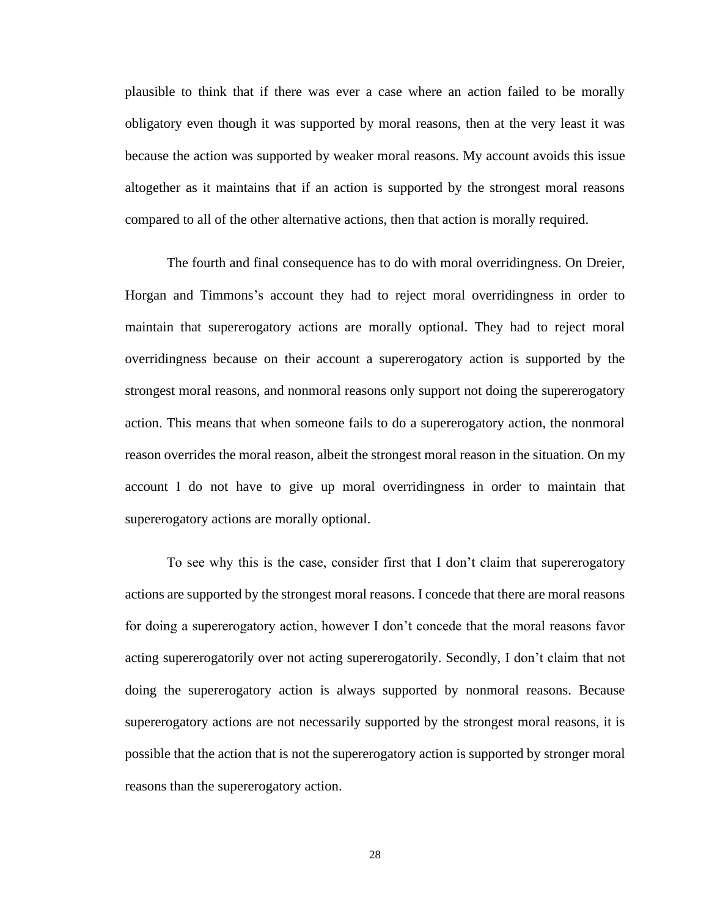plausible to think that if there was ever a case where an action failed to be morally obligatory even though it was supported by moral reasons, then at the very least it was because the action was supported by weaker moral reasons. My account avoids this issue altogether as it maintains that if an action is supported by the strongest moral reasons compared to all of the other alternative actions, then that action is morally required.

The fourth and final consequence has to do with moral overridingness. On Dreier, Horgan and Timmons's account they had to reject moral overridingness in order to maintain that supererogatory actions are morally optional. They had to reject moral overridingness because on their account a supererogatory action is supported by the strongest moral reasons, and nonmoral reasons only support not doing the supererogatory action. This means that when someone fails to do a supererogatory action, the nonmoral reason overrides the moral reason, albeit the strongest moral reason in the situation. On my account I do not have to give up moral overridingness in order to maintain that supererogatory actions are morally optional.

To see why this is the case, consider first that I don't claim that supererogatory actions are supported by the strongest moral reasons. I concede that there are moral reasons for doing a supererogatory action, however I don't concede that the moral reasons favor acting supererogatorily over not acting supererogatorily. Secondly, I don't claim that not doing the supererogatory action is always supported by nonmoral reasons. Because supererogatory actions are not necessarily supported by the strongest moral reasons, it is possible that the action that is not the supererogatory action is supported by stronger moral reasons than the supererogatory action.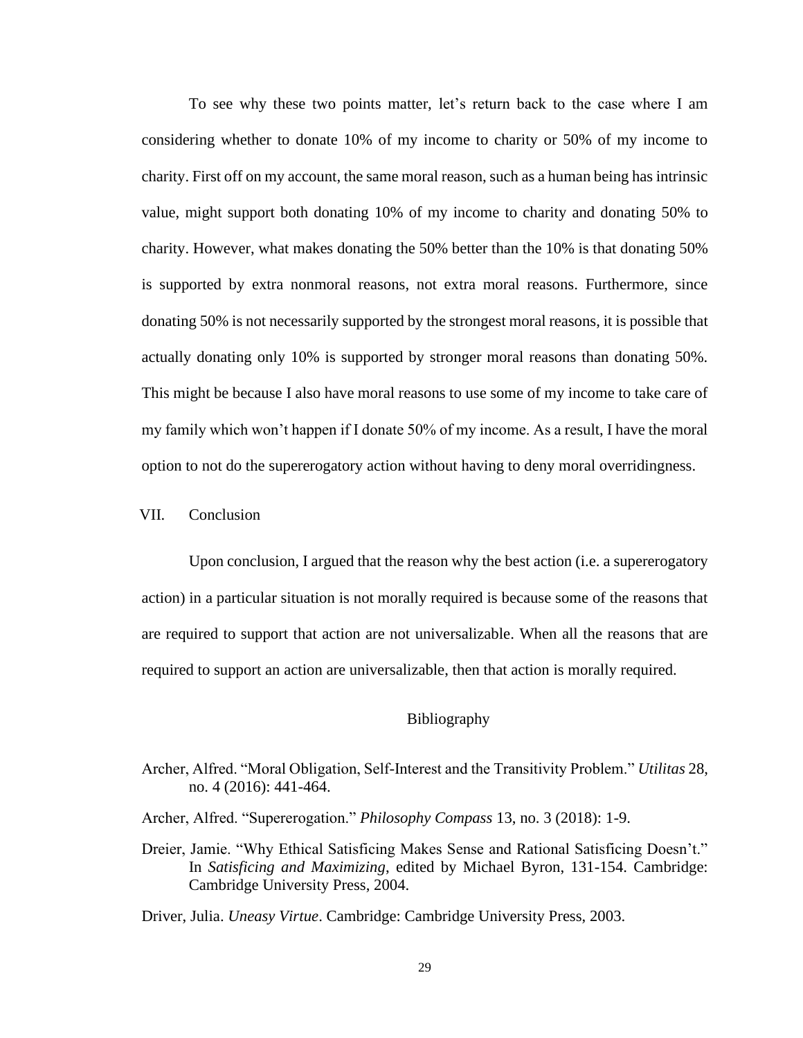To see why these two points matter, let's return back to the case where I am considering whether to donate 10% of my income to charity or 50% of my income to charity. First off on my account, the same moral reason, such as a human being has intrinsic value, might support both donating 10% of my income to charity and donating 50% to charity. However, what makes donating the 50% better than the 10% is that donating 50% is supported by extra nonmoral reasons, not extra moral reasons. Furthermore, since donating 50% is not necessarily supported by the strongest moral reasons, it is possible that actually donating only 10% is supported by stronger moral reasons than donating 50%. This might be because I also have moral reasons to use some of my income to take care of my family which won't happen if I donate 50% of my income. As a result, I have the moral option to not do the supererogatory action without having to deny moral overridingness.

## VII. Conclusion

Upon conclusion, I argued that the reason why the best action (i.e. a supererogatory action) in a particular situation is not morally required is because some of the reasons that are required to support that action are not universalizable. When all the reasons that are required to support an action are universalizable, then that action is morally required.

## Bibliography

Archer, Alfred. "Moral Obligation, Self-Interest and the Transitivity Problem." *Utilitas* 28, no. 4 (2016): 441-464.

Archer, Alfred. "Supererogation." *Philosophy Compass* 13, no. 3 (2018): 1-9.

Dreier, Jamie. "Why Ethical Satisficing Makes Sense and Rational Satisficing Doesn't." In *Satisficing and Maximizing*, edited by Michael Byron, 131-154. Cambridge: Cambridge University Press, 2004.

Driver, Julia. *Uneasy Virtue*. Cambridge: Cambridge University Press, 2003.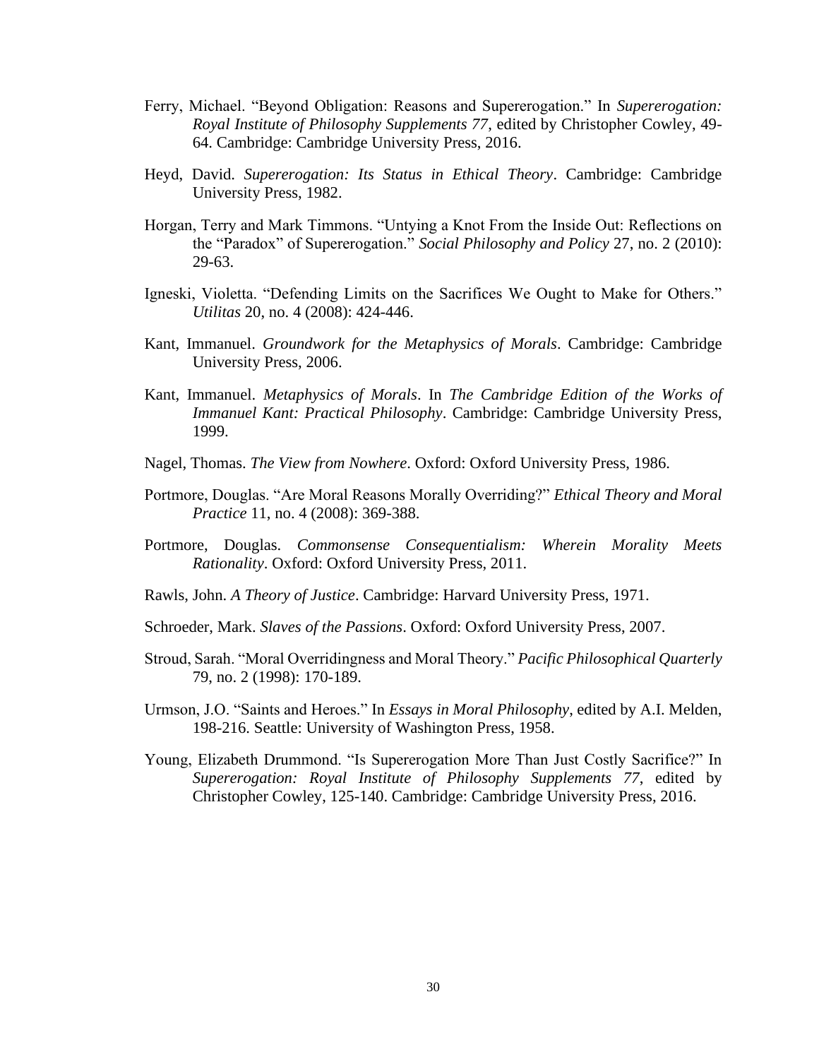Ferry, Michael. "Beyond Obligation: Reasons and Supererogation." In *Supererogation: Royal Institute of Philosophy Supplements 77*, edited by Christopher Cowley, 49-64. Cambridge: Cambridge University Press, 2016.

Heyd, David. *Supererogation: Its Status in Ethical Theory*. Cambridge: Cambridge University Press, 1982.

Horgan, Terry and Mark Timmons. "Untying a Knot From the Inside Out: Reflections on the "Paradox" of Supererogation." *Social Philosophy and Policy* 27, no. 2 (2010): 29-63.

Igneski, Violetta. "Defending Limits on the Sacrifices We Ought to Make for Others." *Utilitas* 20, no. 4 (2008): 424-446.

Kant, Immanuel. *Groundwork for the Metaphysics of Morals*. Cambridge: Cambridge University Press, 2006.

Kant, Immanuel. *Metaphysics of Morals*. In *The Cambridge Edition of the Works of Immanuel Kant: Practical Philosophy*. Cambridge: Cambridge University Press, 1999.

Nagel, Thomas. *The View from Nowhere*. Oxford: Oxford University Press, 1986.

Portmore, Douglas. "Are Moral Reasons Morally Overriding?" *Ethical Theory and Moral Practice* 11, no. 4 (2008): 369-388.

Portmore, Douglas. *Commonsense Consequentialism: Wherein Morality Meets Rationality*. Oxford: Oxford University Press, 2011.

Rawls, John. *A Theory of Justice*. Cambridge: Harvard University Press, 1971.

Schroeder, Mark. *Slaves of the Passions*. Oxford: Oxford University Press, 2007.

Stroud, Sarah. "Moral Overridingness and Moral Theory." *Pacific Philosophical Quarterly* 79, no. 2 (1998): 170-189.

Urmson, J.O. "Saints and Heroes." In *Essays in Moral Philosophy*, edited by A.I. Melden, 198-216. Seattle: University of Washington Press, 1958.

Young, Elizabeth Drummond. "Is Supererogation More Than Just Costly Sacrifice?" In *Supererogation: Royal Institute of Philosophy Supplements 77*, edited by Christopher Cowley, 125-140. Cambridge: Cambridge University Press, 2016.